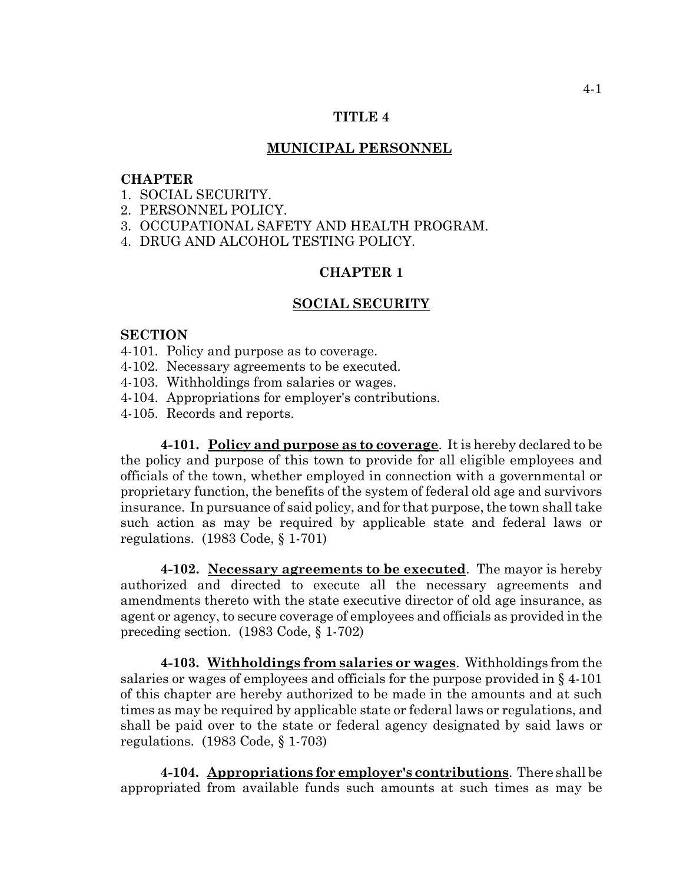# TITLE 4

## MUNICIPAL PERSONNEL

**CHAPTER**

1. SOCIAL SECURITY.
2. PERSONNEL POLICY.
3. OCCUPATIONAL SAFETY AND HEALTH PROGRAM.
4. DRUG AND ALCOHOL TESTING POLICY.

## CHAPTER 1

## SOCIAL SECURITY

**SECTION**

4-101. Policy and purpose as to coverage.
4-102. Necessary agreements to be executed.
4-103. Withholdings from salaries or wages.
4-104. Appropriations for employer's contributions.
4-105. Records and reports.

**4-101. Policy and purpose as to coverage**. It is hereby declared to be the policy and purpose of this town to provide for all eligible employees and officials of the town, whether employed in connection with a governmental or proprietary function, the benefits of the system of federal old age and survivors insurance. In pursuance of said policy, and for that purpose, the town shall take such action as may be required by applicable state and federal laws or regulations. (1983 Code, § 1-701)

**4-102. Necessary agreements to be executed**. The mayor is hereby authorized and directed to execute all the necessary agreements and amendments thereto with the state executive director of old age insurance, as agent or agency, to secure coverage of employees and officials as provided in the preceding section. (1983 Code, § 1-702)

**4-103. Withholdings from salaries or wages**. Withholdings from the salaries or wages of employees and officials for the purpose provided in § 4-101 of this chapter are hereby authorized to be made in the amounts and at such times as may be required by applicable state or federal laws or regulations, and shall be paid over to the state or federal agency designated by said laws or regulations. (1983 Code, § 1-703)

**4-104. Appropriations for employer's contributions**. There shall be appropriated from available funds such amounts at such times as may be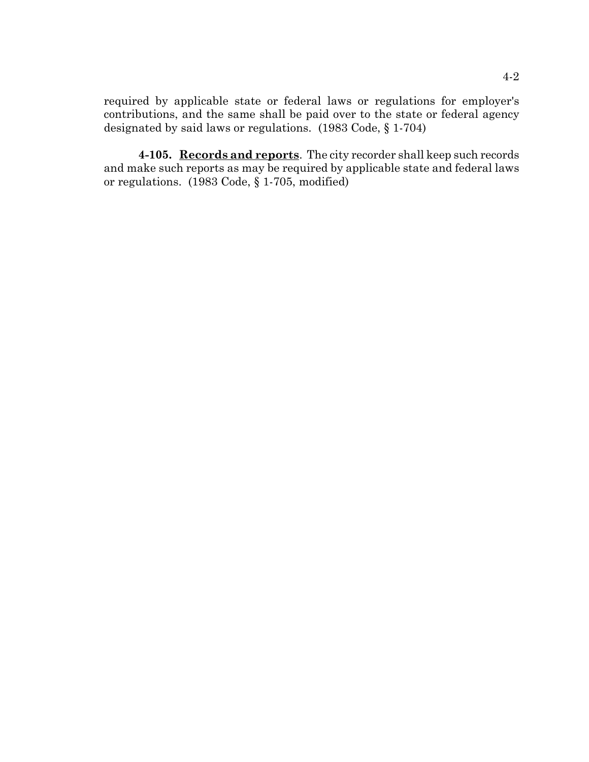required by applicable state or federal laws or regulations for employer's contributions, and the same shall be paid over to the state or federal agency designated by said laws or regulations. (1983 Code, § 1-704)

**4-105. Records and reports**. The city recorder shall keep such records and make such reports as may be required by applicable state and federal laws or regulations. (1983 Code, § 1-705, modified)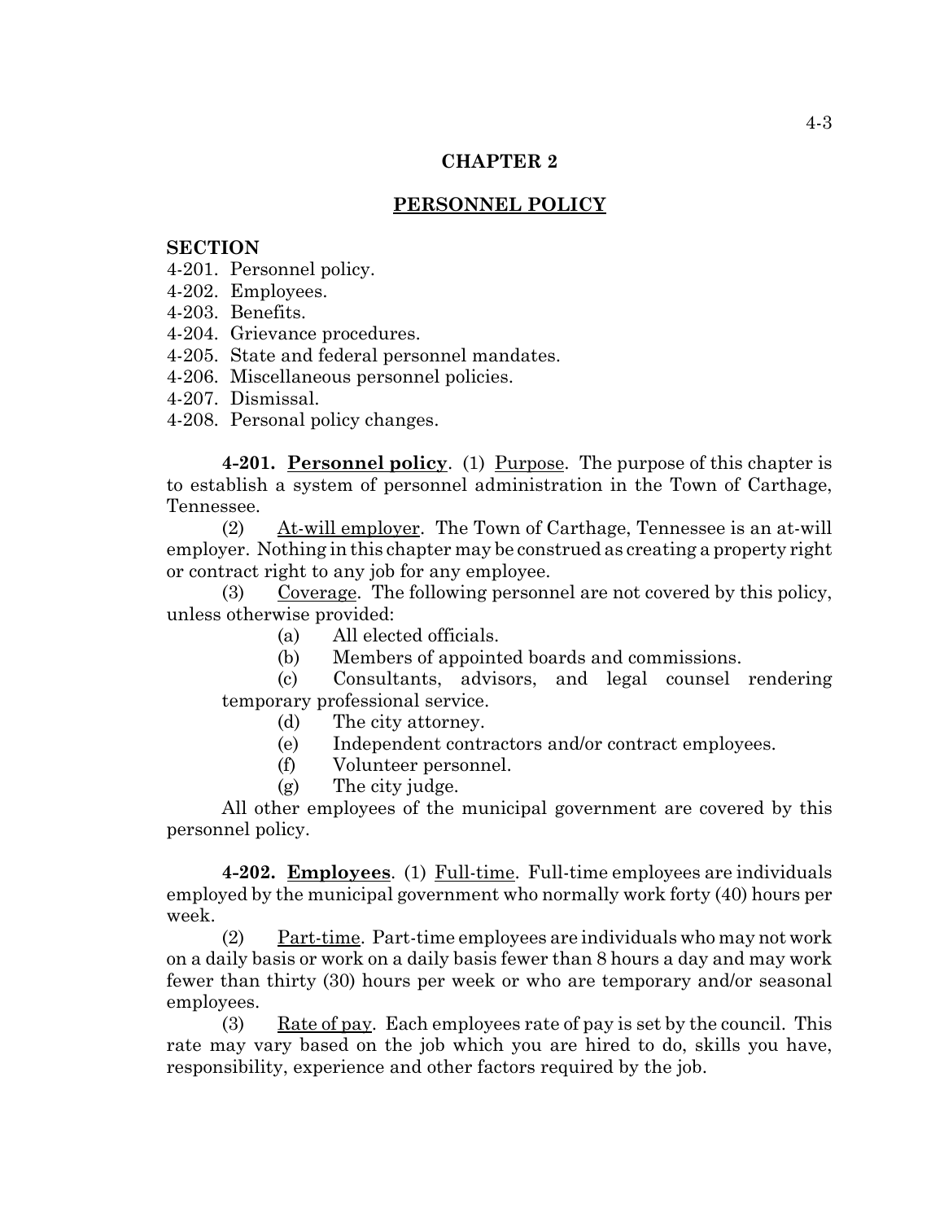# CHAPTER 2

## PERSONNEL POLICY

**SECTION**

4-201. Personnel policy.
4-202. Employees.
4-203. Benefits.
4-204. Grievance procedures.
4-205. State and federal personnel mandates.
4-206. Miscellaneous personnel policies.
4-207. Dismissal.
4-208. Personal policy changes.

**4-201. Personnel policy**. (1) Purpose. The purpose of this chapter is to establish a system of personnel administration in the Town of Carthage, Tennessee.

(2) At-will employer. The Town of Carthage, Tennessee is an at-will employer. Nothing in this chapter may be construed as creating a property right or contract right to any job for any employee.

(3) Coverage. The following personnel are not covered by this policy, unless otherwise provided:

(a) All elected officials.

(b) Members of appointed boards and commissions.

(c) Consultants, advisors, and legal counsel rendering temporary professional service.

(d) The city attorney.

(e) Independent contractors and/or contract employees.

(f) Volunteer personnel.

(g) The city judge.

All other employees of the municipal government are covered by this personnel policy.

**4-202. Employees**. (1) Full-time. Full-time employees are individuals employed by the municipal government who normally work forty (40) hours per week.

(2) Part-time. Part-time employees are individuals who may not work on a daily basis or work on a daily basis fewer than 8 hours a day and may work fewer than thirty (30) hours per week or who are temporary and/or seasonal employees.

(3) Rate of pay. Each employees rate of pay is set by the council. This rate may vary based on the job which you are hired to do, skills you have, responsibility, experience and other factors required by the job.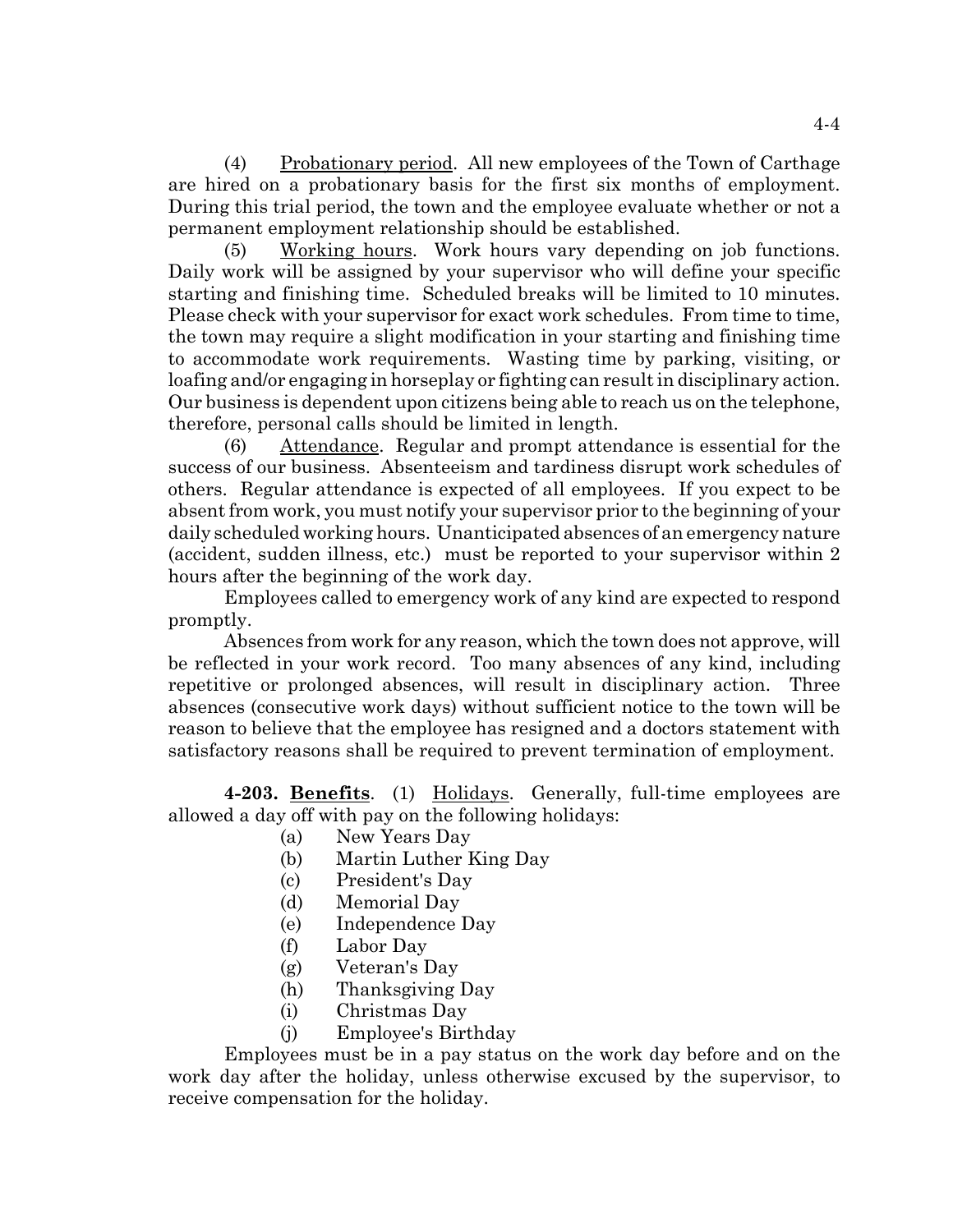(4) Probationary period. All new employees of the Town of Carthage are hired on a probationary basis for the first six months of employment. During this trial period, the town and the employee evaluate whether or not a permanent employment relationship should be established.

(5) Working hours. Work hours vary depending on job functions. Daily work will be assigned by your supervisor who will define your specific starting and finishing time. Scheduled breaks will be limited to 10 minutes. Please check with your supervisor for exact work schedules. From time to time, the town may require a slight modification in your starting and finishing time to accommodate work requirements. Wasting time by parking, visiting, or loafing and/or engaging in horseplay or fighting can result in disciplinary action. Our business is dependent upon citizens being able to reach us on the telephone, therefore, personal calls should be limited in length.

(6) Attendance. Regular and prompt attendance is essential for the success of our business. Absenteeism and tardiness disrupt work schedules of others. Regular attendance is expected of all employees. If you expect to be absent from work, you must notify your supervisor prior to the beginning of your daily scheduled working hours. Unanticipated absences of an emergency nature (accident, sudden illness, etc.) must be reported to your supervisor within 2 hours after the beginning of the work day.

Employees called to emergency work of any kind are expected to respond promptly.

Absences from work for any reason, which the town does not approve, will be reflected in your work record. Too many absences of any kind, including repetitive or prolonged absences, will result in disciplinary action. Three absences (consecutive work days) without sufficient notice to the town will be reason to believe that the employee has resigned and a doctors statement with satisfactory reasons shall be required to prevent termination of employment.

**4-203. Benefits**. (1) Holidays. Generally, full-time employees are allowed a day off with pay on the following holidays:

- (a) New Years Day
- (b) Martin Luther King Day
- (c) President's Day
- (d) Memorial Day
- (e) Independence Day
- (f) Labor Day
- (g) Veteran's Day
- (h) Thanksgiving Day
- (i) Christmas Day
- (j) Employee's Birthday

Employees must be in a pay status on the work day before and on the work day after the holiday, unless otherwise excused by the supervisor, to receive compensation for the holiday.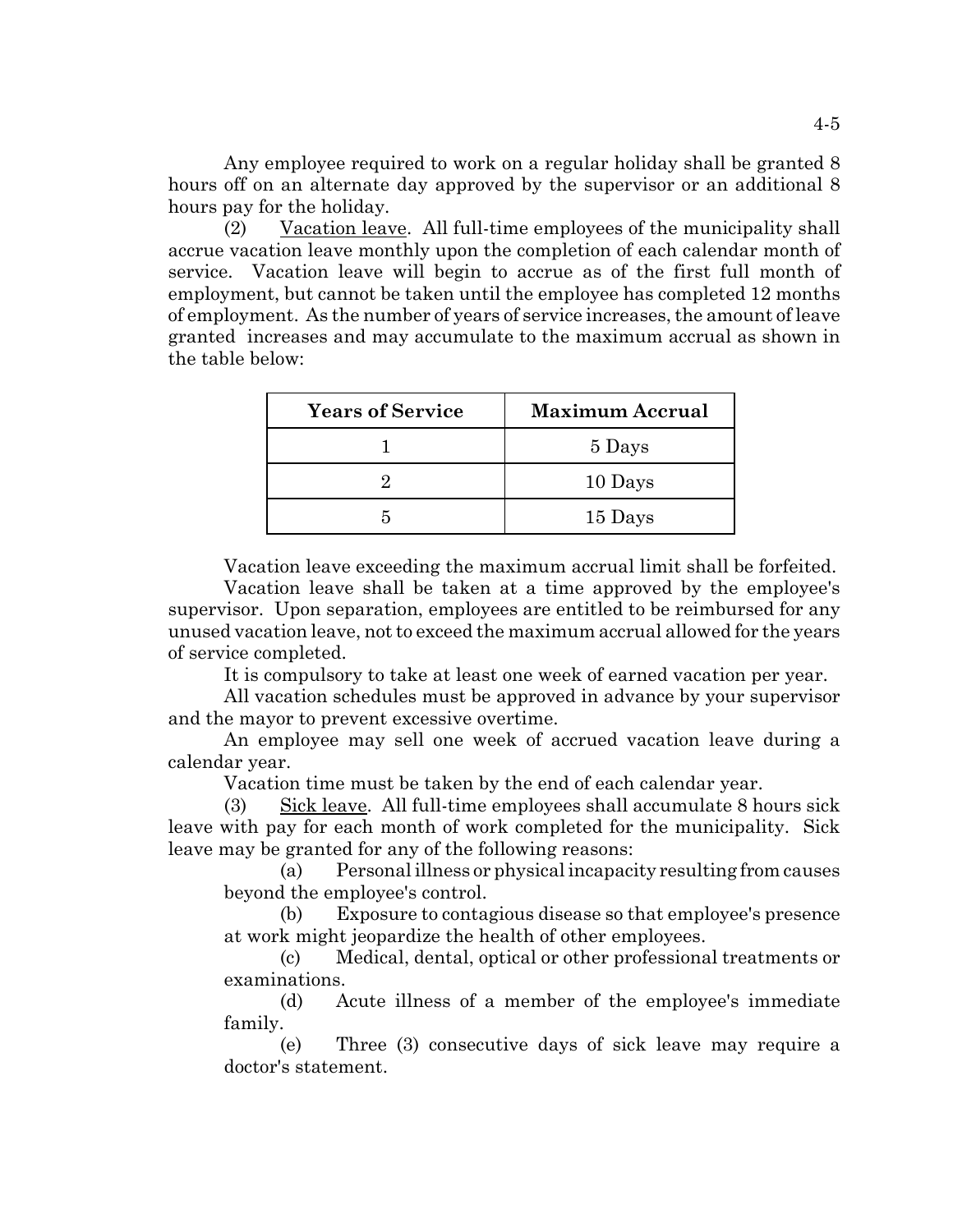Any employee required to work on a regular holiday shall be granted 8 hours off on an alternate day approved by the supervisor or an additional 8 hours pay for the holiday.

(2) Vacation leave. All full-time employees of the municipality shall accrue vacation leave monthly upon the completion of each calendar month of service. Vacation leave will begin to accrue as of the first full month of employment, but cannot be taken until the employee has completed 12 months of employment. As the number of years of service increases, the amount of leave granted increases and may accumulate to the maximum accrual as shown in the table below:

| Years of Service | Maximum Accrual |
|---|---|
| 1 | 5 Days |
| 2 | 10 Days |
| 5 | 15 Days |

Vacation leave exceeding the maximum accrual limit shall be forfeited.

Vacation leave shall be taken at a time approved by the employee's supervisor. Upon separation, employees are entitled to be reimbursed for any unused vacation leave, not to exceed the maximum accrual allowed for the years of service completed.

It is compulsory to take at least one week of earned vacation per year.

All vacation schedules must be approved in advance by your supervisor and the mayor to prevent excessive overtime.

An employee may sell one week of accrued vacation leave during a calendar year.

Vacation time must be taken by the end of each calendar year.

(3) Sick leave. All full-time employees shall accumulate 8 hours sick leave with pay for each month of work completed for the municipality. Sick leave may be granted for any of the following reasons:

(a) Personal illness or physical incapacity resulting from causes beyond the employee's control.

(b) Exposure to contagious disease so that employee's presence at work might jeopardize the health of other employees.

(c) Medical, dental, optical or other professional treatments or examinations.

(d) Acute illness of a member of the employee's immediate family.

(e) Three (3) consecutive days of sick leave may require a doctor's statement.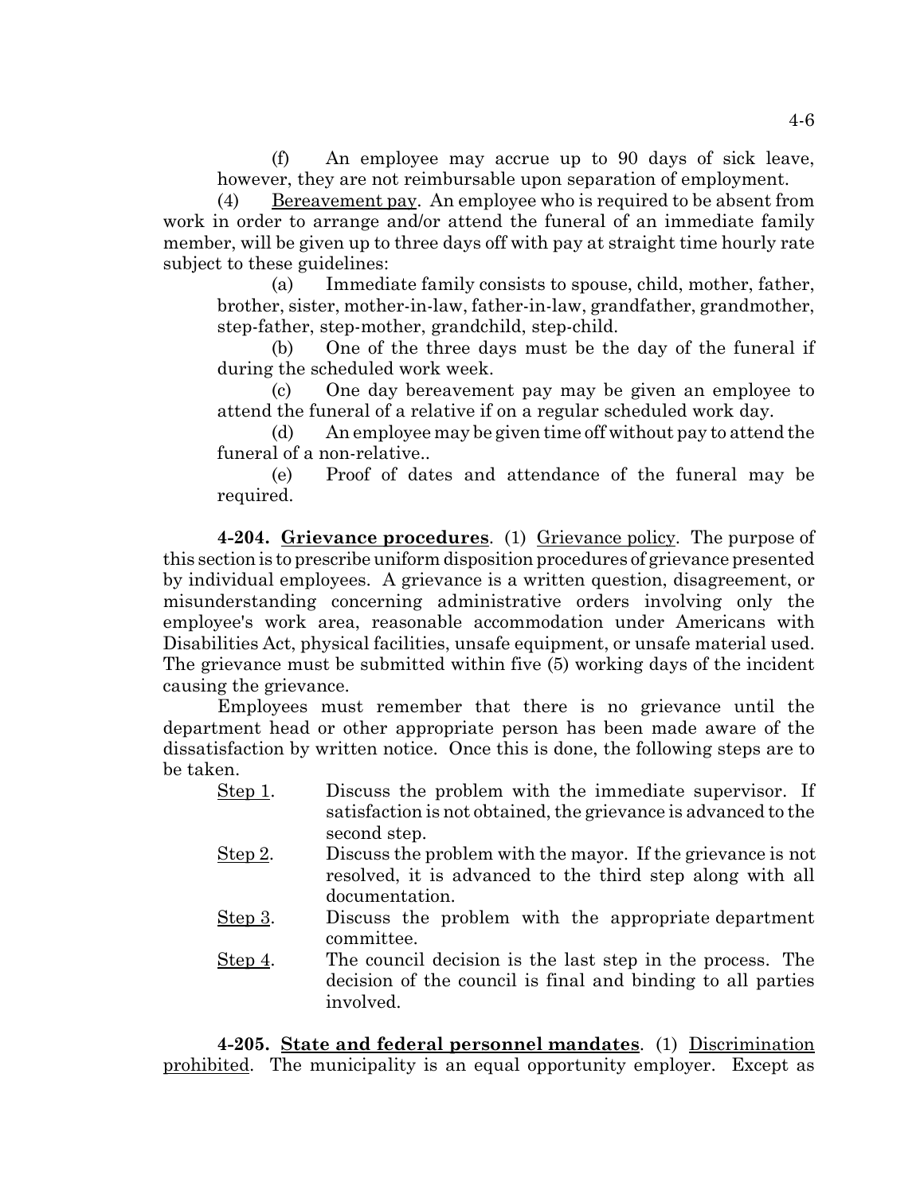(f) An employee may accrue up to 90 days of sick leave, however, they are not reimbursable upon separation of employment.

(4) Bereavement pay. An employee who is required to be absent from work in order to arrange and/or attend the funeral of an immediate family member, will be given up to three days off with pay at straight time hourly rate subject to these guidelines:

(a) Immediate family consists to spouse, child, mother, father, brother, sister, mother-in-law, father-in-law, grandfather, grandmother, step-father, step-mother, grandchild, step-child.

(b) One of the three days must be the day of the funeral if during the scheduled work week.

(c) One day bereavement pay may be given an employee to attend the funeral of a relative if on a regular scheduled work day.

(d) An employee may be given time off without pay to attend the funeral of a non-relative..

(e) Proof of dates and attendance of the funeral may be required.

**4-204. Grievance procedures**. (1) Grievance policy. The purpose of this section is to prescribe uniform disposition procedures of grievance presented by individual employees. A grievance is a written question, disagreement, or misunderstanding concerning administrative orders involving only the employee's work area, reasonable accommodation under Americans with Disabilities Act, physical facilities, unsafe equipment, or unsafe material used. The grievance must be submitted within five (5) working days of the incident causing the grievance.

Employees must remember that there is no grievance until the department head or other appropriate person has been made aware of the dissatisfaction by written notice. Once this is done, the following steps are to be taken.

Step 1. Discuss the problem with the immediate supervisor. If satisfaction is not obtained, the grievance is advanced to the second step.

Step 2. Discuss the problem with the mayor. If the grievance is not resolved, it is advanced to the third step along with all documentation.

Step 3. Discuss the problem with the appropriate department committee.

Step 4. The council decision is the last step in the process. The decision of the council is final and binding to all parties involved.

**4-205. State and federal personnel mandates**. (1) Discrimination prohibited. The municipality is an equal opportunity employer. Except as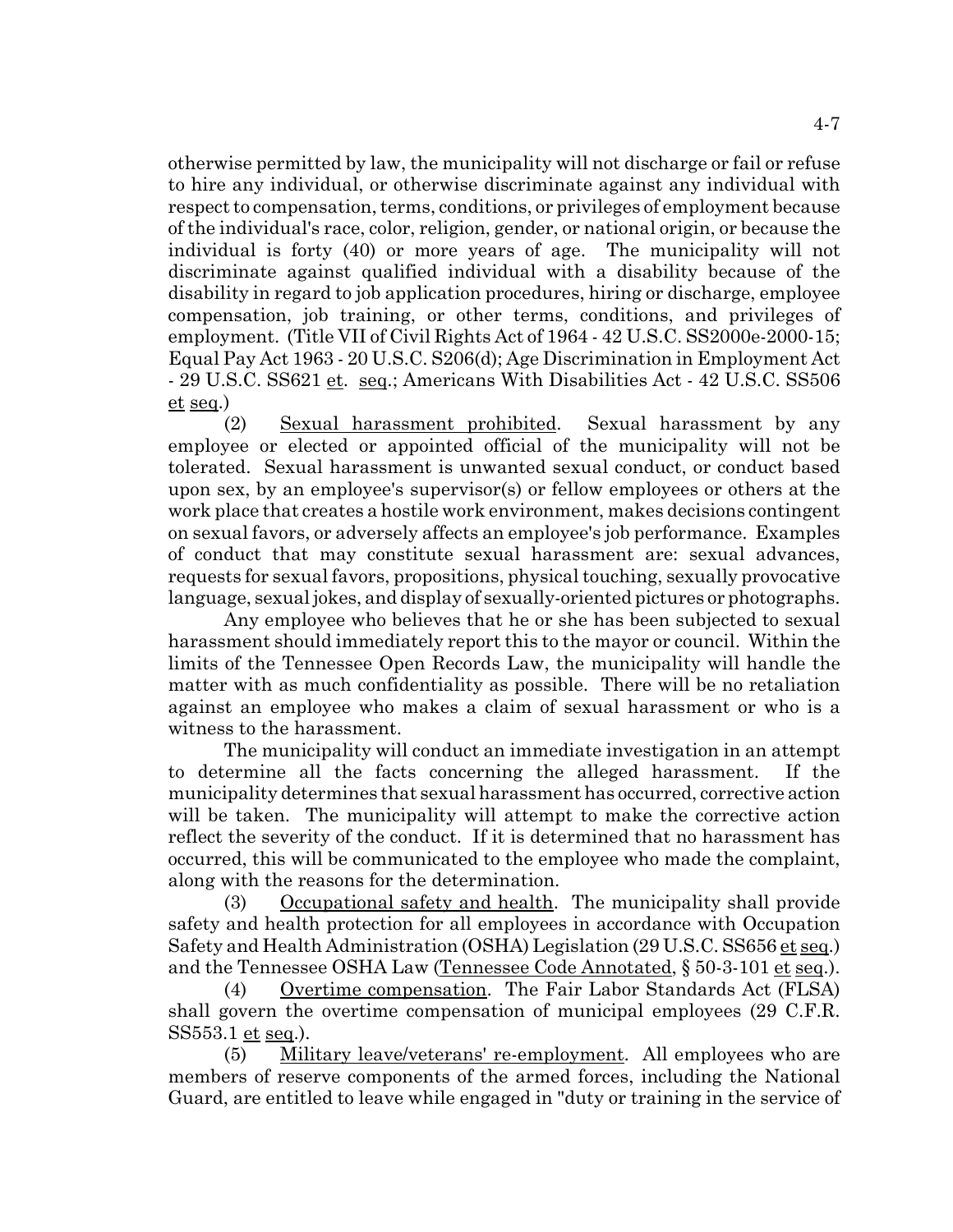otherwise permitted by law, the municipality will not discharge or fail or refuse to hire any individual, or otherwise discriminate against any individual with respect to compensation, terms, conditions, or privileges of employment because of the individual's race, color, religion, gender, or national origin, or because the individual is forty (40) or more years of age. The municipality will not discriminate against qualified individual with a disability because of the disability in regard to job application procedures, hiring or discharge, employee compensation, job training, or other terms, conditions, and privileges of employment. (Title VII of Civil Rights Act of 1964 - 42 U.S.C. SS2000e-2000-15; Equal Pay Act 1963 - 20 U.S.C. S206(d); Age Discrimination in Employment Act - 29 U.S.C. SS621 et. seq.; Americans With Disabilities Act - 42 U.S.C. SS506 et seq.)

(2) Sexual harassment prohibited. Sexual harassment by any employee or elected or appointed official of the municipality will not be tolerated. Sexual harassment is unwanted sexual conduct, or conduct based upon sex, by an employee's supervisor(s) or fellow employees or others at the work place that creates a hostile work environment, makes decisions contingent on sexual favors, or adversely affects an employee's job performance. Examples of conduct that may constitute sexual harassment are: sexual advances, requests for sexual favors, propositions, physical touching, sexually provocative language, sexual jokes, and display of sexually-oriented pictures or photographs.

Any employee who believes that he or she has been subjected to sexual harassment should immediately report this to the mayor or council. Within the limits of the Tennessee Open Records Law, the municipality will handle the matter with as much confidentiality as possible. There will be no retaliation against an employee who makes a claim of sexual harassment or who is a witness to the harassment.

The municipality will conduct an immediate investigation in an attempt to determine all the facts concerning the alleged harassment. If the municipality determines that sexual harassment has occurred, corrective action will be taken. The municipality will attempt to make the corrective action reflect the severity of the conduct. If it is determined that no harassment has occurred, this will be communicated to the employee who made the complaint, along with the reasons for the determination.

(3) Occupational safety and health. The municipality shall provide safety and health protection for all employees in accordance with Occupation Safety and Health Administration (OSHA) Legislation (29 U.S.C. SS656 et seq.) and the Tennessee OSHA Law (Tennessee Code Annotated, § 50-3-101 et seq.).

(4) Overtime compensation. The Fair Labor Standards Act (FLSA) shall govern the overtime compensation of municipal employees (29 C.F.R. SS553.1 et seq.).

(5) Military leave/veterans' re-employment. All employees who are members of reserve components of the armed forces, including the National Guard, are entitled to leave while engaged in "duty or training in the service of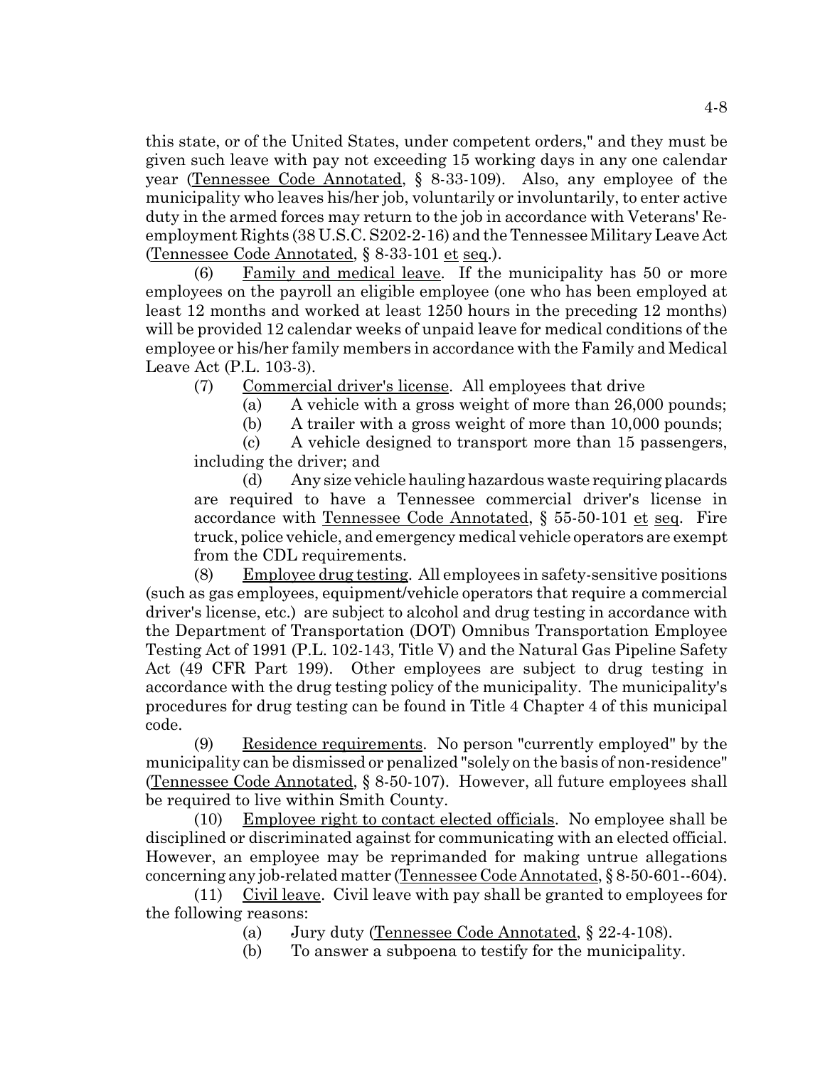this state, or of the United States, under competent orders," and they must be given such leave with pay not exceeding 15 working days in any one calendar year (Tennessee Code Annotated, § 8-33-109). Also, any employee of the municipality who leaves his/her job, voluntarily or involuntarily, to enter active duty in the armed forces may return to the job in accordance with Veterans' Re-employment Rights (38 U.S.C. S202-2-16) and the Tennessee Military Leave Act (Tennessee Code Annotated, § 8-33-101 et seq.).

(6) Family and medical leave. If the municipality has 50 or more employees on the payroll an eligible employee (one who has been employed at least 12 months and worked at least 1250 hours in the preceding 12 months) will be provided 12 calendar weeks of unpaid leave for medical conditions of the employee or his/her family members in accordance with the Family and Medical Leave Act (P.L. 103-3).

(7) Commercial driver's license. All employees that drive

(a) A vehicle with a gross weight of more than 26,000 pounds;

(b) A trailer with a gross weight of more than 10,000 pounds;

(c) A vehicle designed to transport more than 15 passengers, including the driver; and

(d) Any size vehicle hauling hazardous waste requiring placards are required to have a Tennessee commercial driver's license in accordance with Tennessee Code Annotated, § 55-50-101 et seq. Fire truck, police vehicle, and emergency medical vehicle operators are exempt from the CDL requirements.

(8) Employee drug testing. All employees in safety-sensitive positions (such as gas employees, equipment/vehicle operators that require a commercial driver's license, etc.) are subject to alcohol and drug testing in accordance with the Department of Transportation (DOT) Omnibus Transportation Employee Testing Act of 1991 (P.L. 102-143, Title V) and the Natural Gas Pipeline Safety Act (49 CFR Part 199). Other employees are subject to drug testing in accordance with the drug testing policy of the municipality. The municipality's procedures for drug testing can be found in Title 4 Chapter 4 of this municipal code.

(9) Residence requirements. No person "currently employed" by the municipality can be dismissed or penalized "solely on the basis of non-residence" (Tennessee Code Annotated, § 8-50-107). However, all future employees shall be required to live within Smith County.

(10) Employee right to contact elected officials. No employee shall be disciplined or discriminated against for communicating with an elected official. However, an employee may be reprimanded for making untrue allegations concerning any job-related matter (Tennessee Code Annotated, § 8-50-601--604).

(11) Civil leave. Civil leave with pay shall be granted to employees for the following reasons:

(a) Jury duty (Tennessee Code Annotated, § 22-4-108).

(b) To answer a subpoena to testify for the municipality.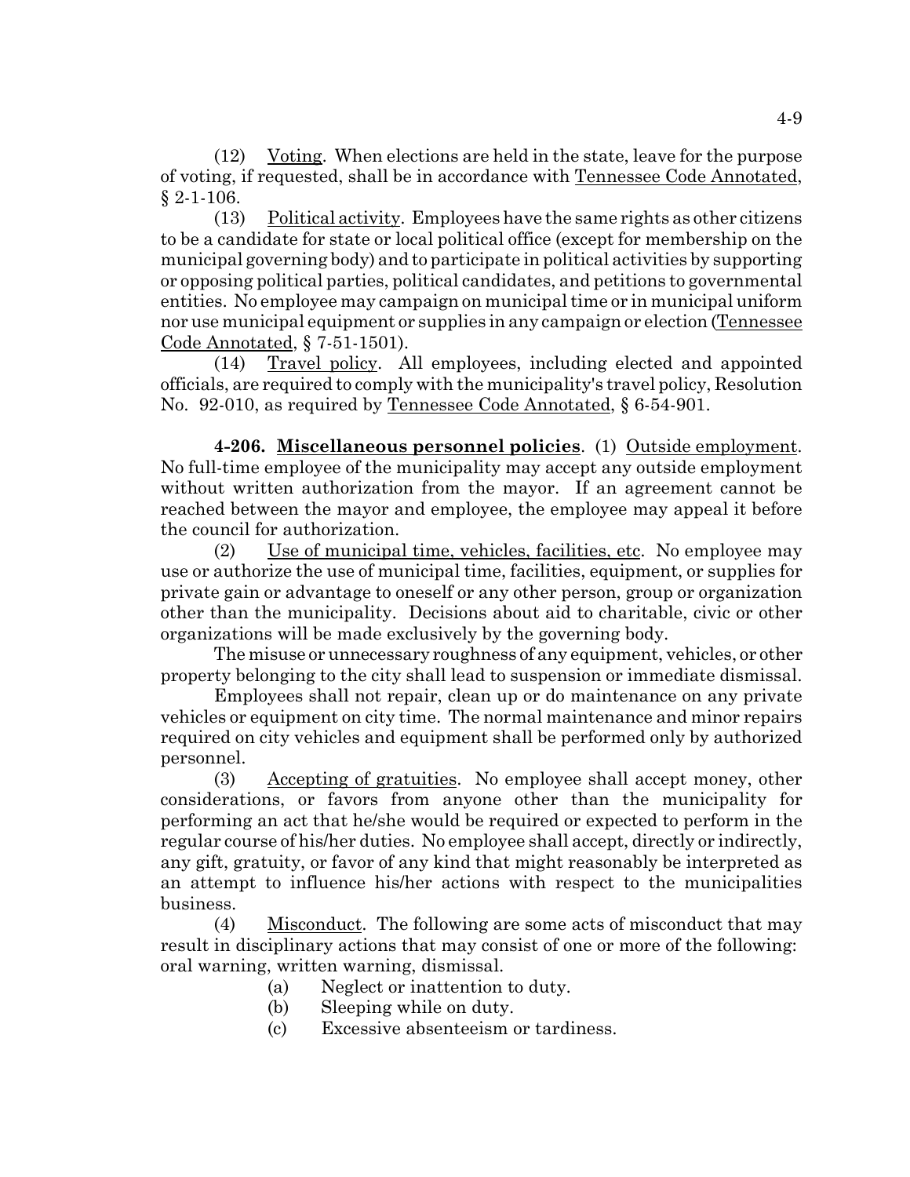(12) Voting. When elections are held in the state, leave for the purpose of voting, if requested, shall be in accordance with Tennessee Code Annotated, § 2-1-106.

(13) Political activity. Employees have the same rights as other citizens to be a candidate for state or local political office (except for membership on the municipal governing body) and to participate in political activities by supporting or opposing political parties, political candidates, and petitions to governmental entities. No employee may campaign on municipal time or in municipal uniform nor use municipal equipment or supplies in any campaign or election (Tennessee Code Annotated, § 7-51-1501).

(14) Travel policy. All employees, including elected and appointed officials, are required to comply with the municipality's travel policy, Resolution No. 92-010, as required by Tennessee Code Annotated, § 6-54-901.

**4-206. Miscellaneous personnel policies**. (1) Outside employment. No full-time employee of the municipality may accept any outside employment without written authorization from the mayor. If an agreement cannot be reached between the mayor and employee, the employee may appeal it before the council for authorization.

(2) Use of municipal time, vehicles, facilities, etc. No employee may use or authorize the use of municipal time, facilities, equipment, or supplies for private gain or advantage to oneself or any other person, group or organization other than the municipality. Decisions about aid to charitable, civic or other organizations will be made exclusively by the governing body.

The misuse or unnecessary roughness of any equipment, vehicles, or other property belonging to the city shall lead to suspension or immediate dismissal.

Employees shall not repair, clean up or do maintenance on any private vehicles or equipment on city time. The normal maintenance and minor repairs required on city vehicles and equipment shall be performed only by authorized personnel.

(3) Accepting of gratuities. No employee shall accept money, other considerations, or favors from anyone other than the municipality for performing an act that he/she would be required or expected to perform in the regular course of his/her duties. No employee shall accept, directly or indirectly, any gift, gratuity, or favor of any kind that might reasonably be interpreted as an attempt to influence his/her actions with respect to the municipalities business.

(4) Misconduct. The following are some acts of misconduct that may result in disciplinary actions that may consist of one or more of the following: oral warning, written warning, dismissal.

(a) Neglect or inattention to duty.

(b) Sleeping while on duty.

(c) Excessive absenteeism or tardiness.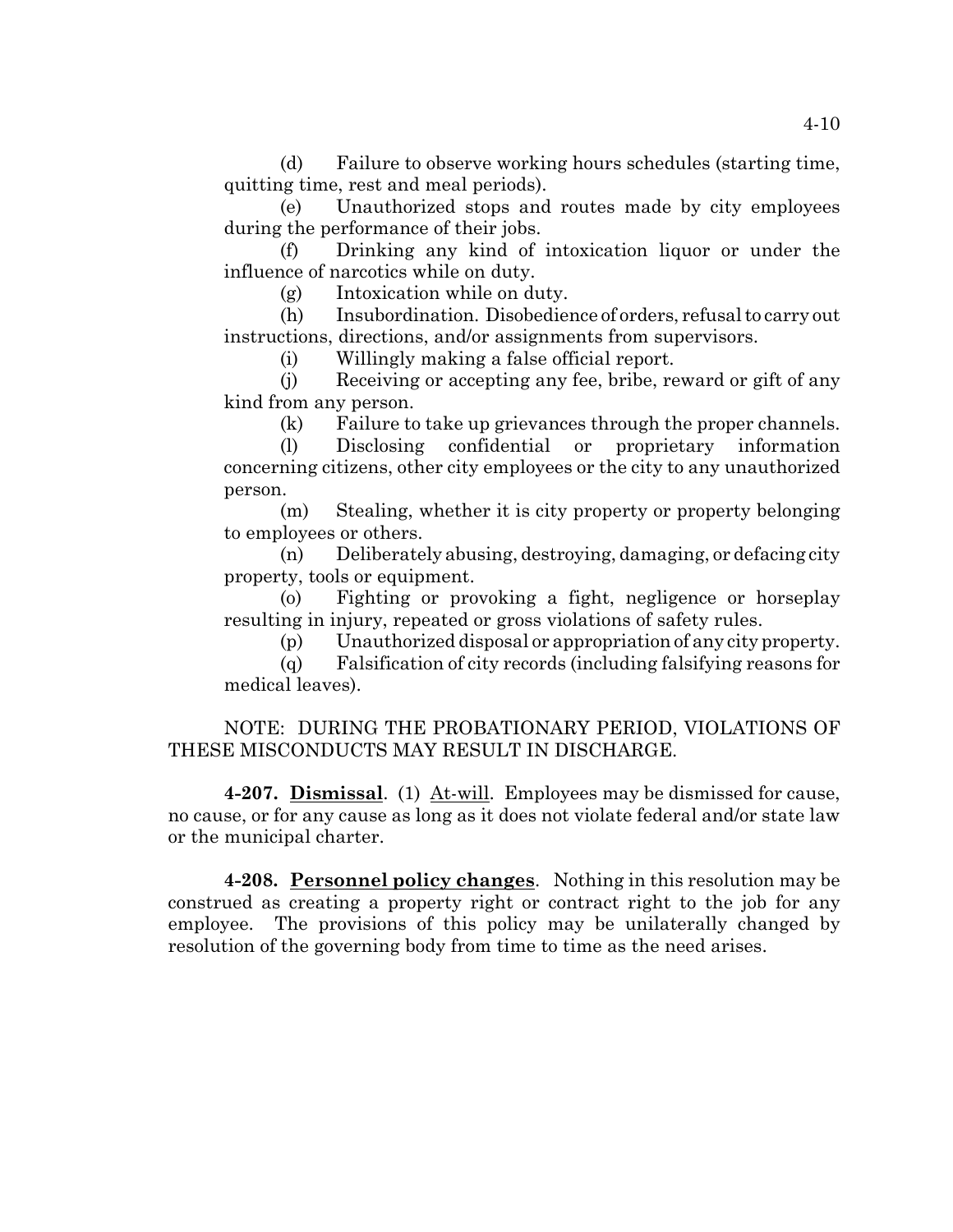(d) Failure to observe working hours schedules (starting time, quitting time, rest and meal periods).

(e) Unauthorized stops and routes made by city employees during the performance of their jobs.

(f) Drinking any kind of intoxication liquor or under the influence of narcotics while on duty.

(g) Intoxication while on duty.

(h) Insubordination. Disobedience of orders, refusal to carry out instructions, directions, and/or assignments from supervisors.

(i) Willingly making a false official report.

(j) Receiving or accepting any fee, bribe, reward or gift of any kind from any person.

(k) Failure to take up grievances through the proper channels.

(l) Disclosing confidential or proprietary information concerning citizens, other city employees or the city to any unauthorized person.

(m) Stealing, whether it is city property or property belonging to employees or others.

(n) Deliberately abusing, destroying, damaging, or defacing city property, tools or equipment.

(o) Fighting or provoking a fight, negligence or horseplay resulting in injury, repeated or gross violations of safety rules.

(p) Unauthorized disposal or appropriation of any city property.

(q) Falsification of city records (including falsifying reasons for medical leaves).

NOTE: DURING THE PROBATIONARY PERIOD, VIOLATIONS OF THESE MISCONDUCTS MAY RESULT IN DISCHARGE.

**4-207. <u>Dismissal</u>**. (1) <u>At-will</u>. Employees may be dismissed for cause, no cause, or for any cause as long as it does not violate federal and/or state law or the municipal charter.

**4-208. <u>Personnel policy changes</u>**. Nothing in this resolution may be construed as creating a property right or contract right to the job for any employee. The provisions of this policy may be unilaterally changed by resolution of the governing body from time to time as the need arises.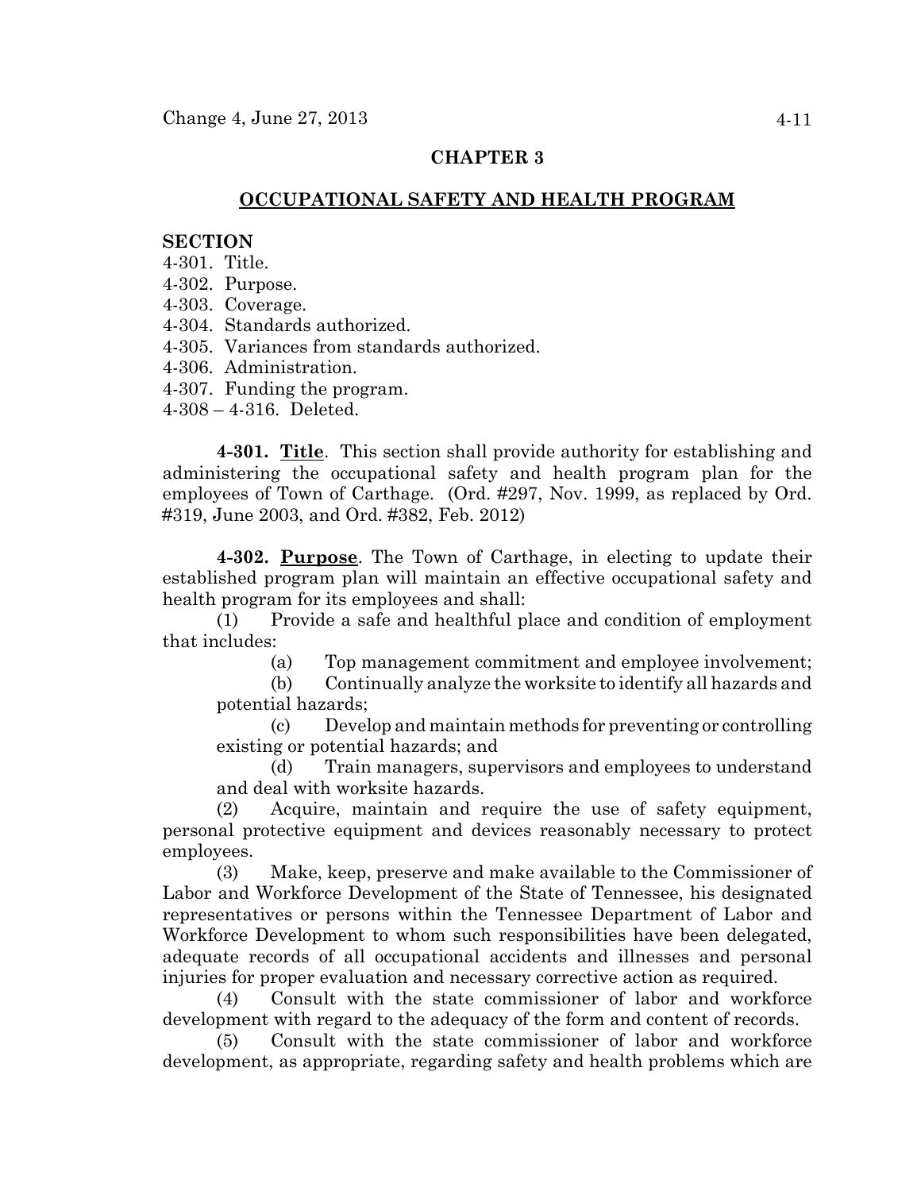## CHAPTER 3

## OCCUPATIONAL SAFETY AND HEALTH PROGRAM

**SECTION**

4-301. Title.
4-302. Purpose.
4-303. Coverage.
4-304. Standards authorized.
4-305. Variances from standards authorized.
4-306. Administration.
4-307. Funding the program.
4-308 – 4-316. Deleted.

**4-301. Title**. This section shall provide authority for establishing and administering the occupational safety and health program plan for the employees of Town of Carthage. (Ord. #297, Nov. 1999, as replaced by Ord. #319, June 2003, and Ord. #382, Feb. 2012)

**4-302. Purpose**. The Town of Carthage, in electing to update their established program plan will maintain an effective occupational safety and health program for its employees and shall:

(1) Provide a safe and healthful place and condition of employment that includes:

(a) Top management commitment and employee involvement;

(b) Continually analyze the worksite to identify all hazards and potential hazards;

(c) Develop and maintain methods for preventing or controlling existing or potential hazards; and

(d) Train managers, supervisors and employees to understand and deal with worksite hazards.

(2) Acquire, maintain and require the use of safety equipment, personal protective equipment and devices reasonably necessary to protect employees.

(3) Make, keep, preserve and make available to the Commissioner of Labor and Workforce Development of the State of Tennessee, his designated representatives or persons within the Tennessee Department of Labor and Workforce Development to whom such responsibilities have been delegated, adequate records of all occupational accidents and illnesses and personal injuries for proper evaluation and necessary corrective action as required.

(4) Consult with the state commissioner of labor and workforce development with regard to the adequacy of the form and content of records.

(5) Consult with the state commissioner of labor and workforce development, as appropriate, regarding safety and health problems which are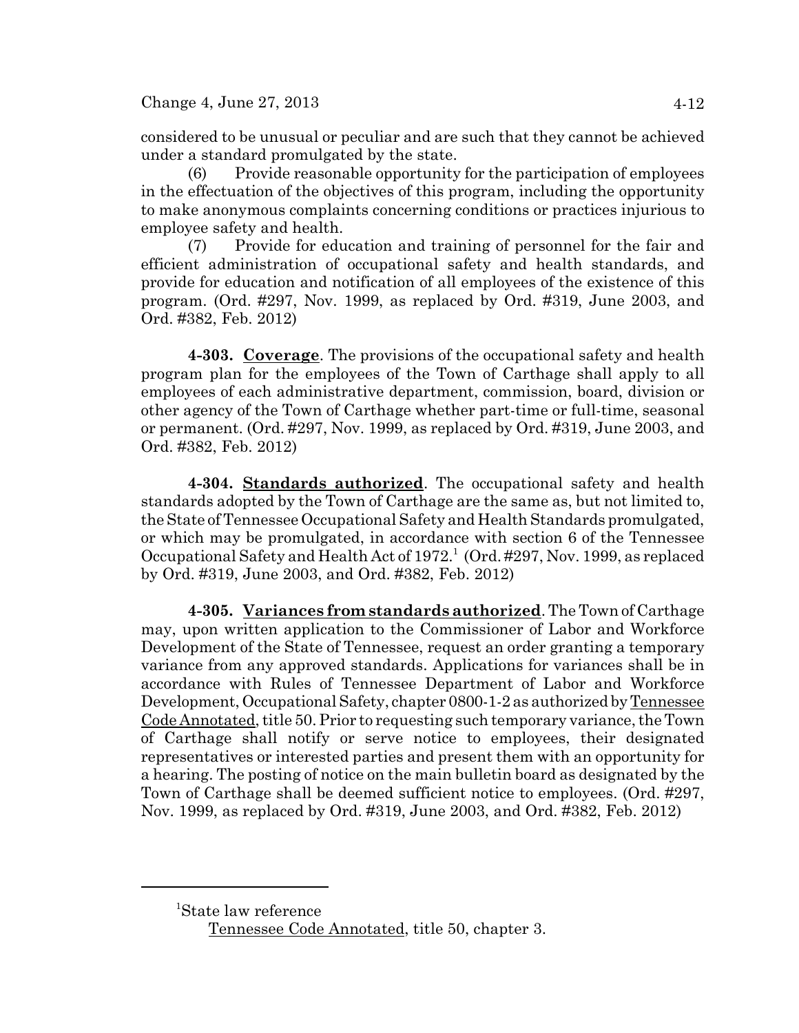considered to be unusual or peculiar and are such that they cannot be achieved under a standard promulgated by the state.

(6) Provide reasonable opportunity for the participation of employees in the effectuation of the objectives of this program, including the opportunity to make anonymous complaints concerning conditions or practices injurious to employee safety and health.

(7) Provide for education and training of personnel for the fair and efficient administration of occupational safety and health standards, and provide for education and notification of all employees of the existence of this program. (Ord. #297, Nov. 1999, as replaced by Ord. #319, June 2003, and Ord. #382, Feb. 2012)

**4-303. Coverage**. The provisions of the occupational safety and health program plan for the employees of the Town of Carthage shall apply to all employees of each administrative department, commission, board, division or other agency of the Town of Carthage whether part-time or full-time, seasonal or permanent. (Ord. #297, Nov. 1999, as replaced by Ord. #319, June 2003, and Ord. #382, Feb. 2012)

**4-304. Standards authorized**. The occupational safety and health standards adopted by the Town of Carthage are the same as, but not limited to, the State of Tennessee Occupational Safety and Health Standards promulgated, or which may be promulgated, in accordance with section 6 of the Tennessee Occupational Safety and Health Act of 1972.[1] (Ord. #297, Nov. 1999, as replaced by Ord. #319, June 2003, and Ord. #382, Feb. 2012)

**4-305. Variances from standards authorized**. The Town of Carthage may, upon written application to the Commissioner of Labor and Workforce Development of the State of Tennessee, request an order granting a temporary variance from any approved standards. Applications for variances shall be in accordance with Rules of Tennessee Department of Labor and Workforce Development, Occupational Safety, chapter 0800-1-2 as authorized by Tennessee Code Annotated, title 50. Prior to requesting such temporary variance, the Town of Carthage shall notify or serve notice to employees, their designated representatives or interested parties and present them with an opportunity for a hearing. The posting of notice on the main bulletin board as designated by the Town of Carthage shall be deemed sufficient notice to employees. (Ord. #297, Nov. 1999, as replaced by Ord. #319, June 2003, and Ord. #382, Feb. 2012)

---

[1]State law reference
Tennessee Code Annotated, title 50, chapter 3.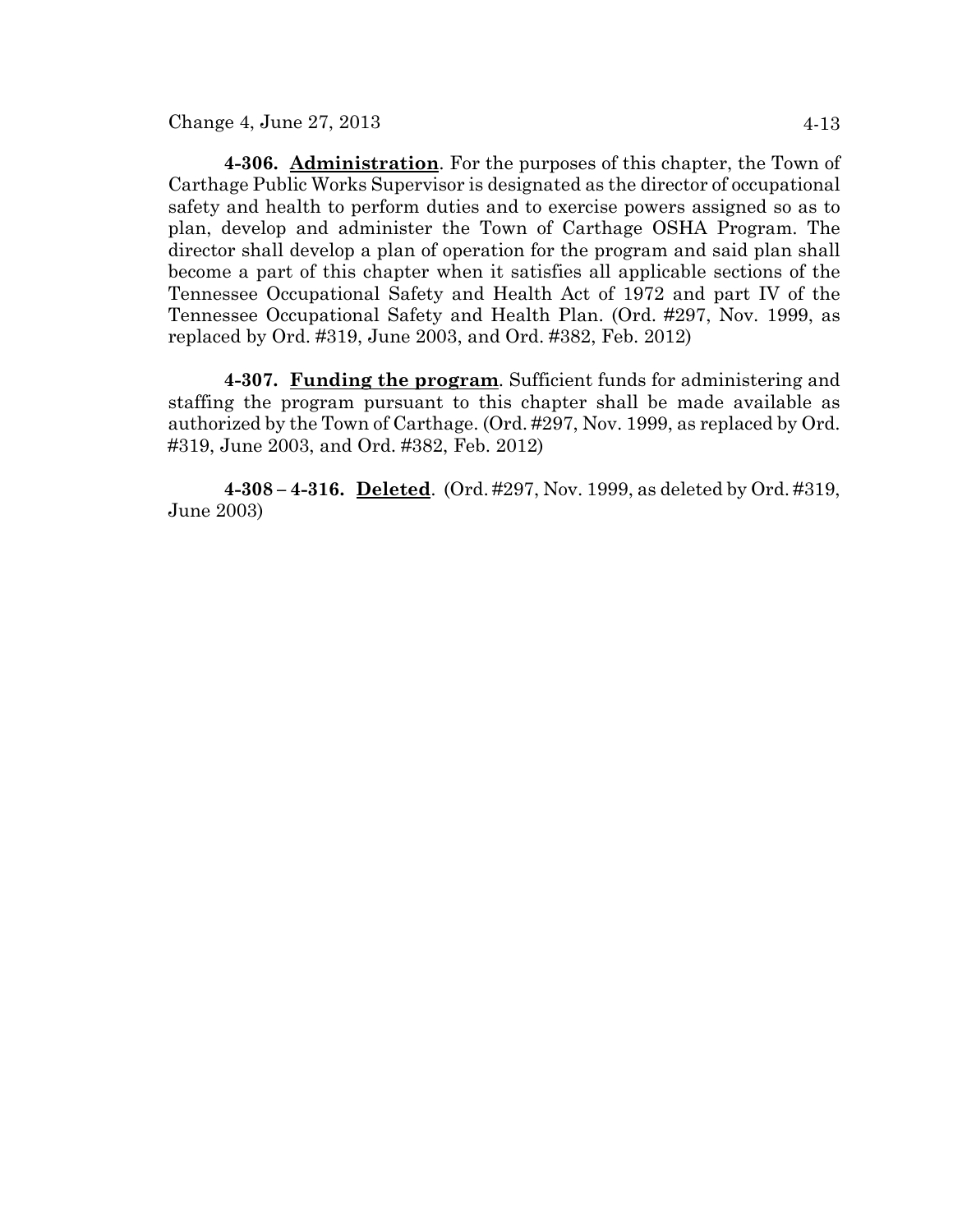**4-306. <u>Administration</u>**. For the purposes of this chapter, the Town of Carthage Public Works Supervisor is designated as the director of occupational safety and health to perform duties and to exercise powers assigned so as to plan, develop and administer the Town of Carthage OSHA Program. The director shall develop a plan of operation for the program and said plan shall become a part of this chapter when it satisfies all applicable sections of the Tennessee Occupational Safety and Health Act of 1972 and part IV of the Tennessee Occupational Safety and Health Plan. (Ord. #297, Nov. 1999, as replaced by Ord. #319, June 2003, and Ord. #382, Feb. 2012)

**4-307. <u>Funding the program</u>**. Sufficient funds for administering and staffing the program pursuant to this chapter shall be made available as authorized by the Town of Carthage. (Ord. #297, Nov. 1999, as replaced by Ord. #319, June 2003, and Ord. #382, Feb. 2012)

**4-308 – 4-316. <u>Deleted</u>**. (Ord. #297, Nov. 1999, as deleted by Ord. #319, June 2003)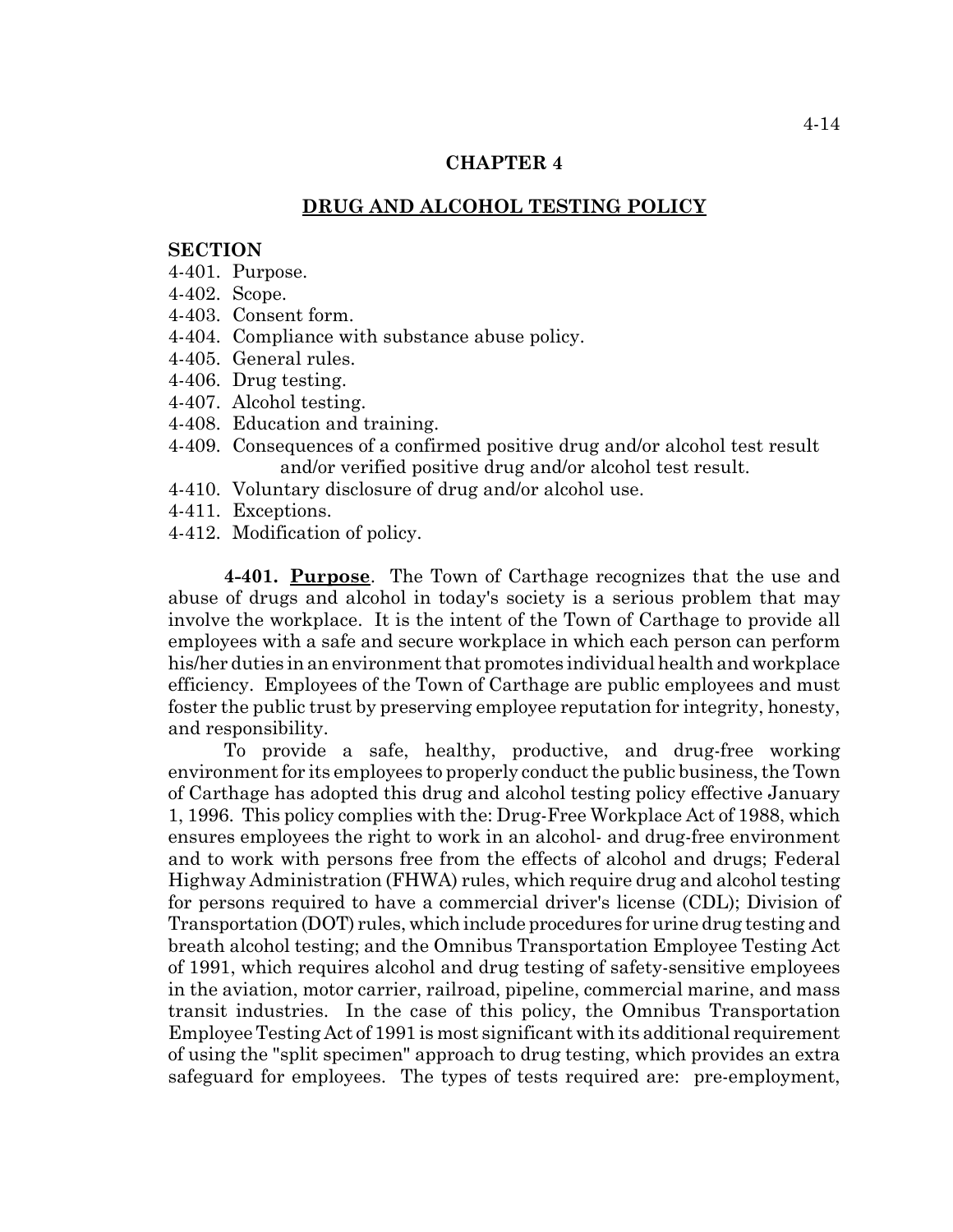## CHAPTER 4

## DRUG AND ALCOHOL TESTING POLICY

**SECTION**

4-401. Purpose.
4-402. Scope.
4-403. Consent form.
4-404. Compliance with substance abuse policy.
4-405. General rules.
4-406. Drug testing.
4-407. Alcohol testing.
4-408. Education and training.
4-409. Consequences of a confirmed positive drug and/or alcohol test result and/or verified positive drug and/or alcohol test result.
4-410. Voluntary disclosure of drug and/or alcohol use.
4-411. Exceptions.
4-412. Modification of policy.

**4-401. Purpose**. The Town of Carthage recognizes that the use and abuse of drugs and alcohol in today's society is a serious problem that may involve the workplace. It is the intent of the Town of Carthage to provide all employees with a safe and secure workplace in which each person can perform his/her duties in an environment that promotes individual health and workplace efficiency. Employees of the Town of Carthage are public employees and must foster the public trust by preserving employee reputation for integrity, honesty, and responsibility.

To provide a safe, healthy, productive, and drug-free working environment for its employees to properly conduct the public business, the Town of Carthage has adopted this drug and alcohol testing policy effective January 1, 1996. This policy complies with the: Drug-Free Workplace Act of 1988, which ensures employees the right to work in an alcohol- and drug-free environment and to work with persons free from the effects of alcohol and drugs; Federal Highway Administration (FHWA) rules, which require drug and alcohol testing for persons required to have a commercial driver's license (CDL); Division of Transportation (DOT) rules, which include procedures for urine drug testing and breath alcohol testing; and the Omnibus Transportation Employee Testing Act of 1991, which requires alcohol and drug testing of safety-sensitive employees in the aviation, motor carrier, railroad, pipeline, commercial marine, and mass transit industries. In the case of this policy, the Omnibus Transportation Employee Testing Act of 1991 is most significant with its additional requirement of using the "split specimen" approach to drug testing, which provides an extra safeguard for employees. The types of tests required are: pre-employment,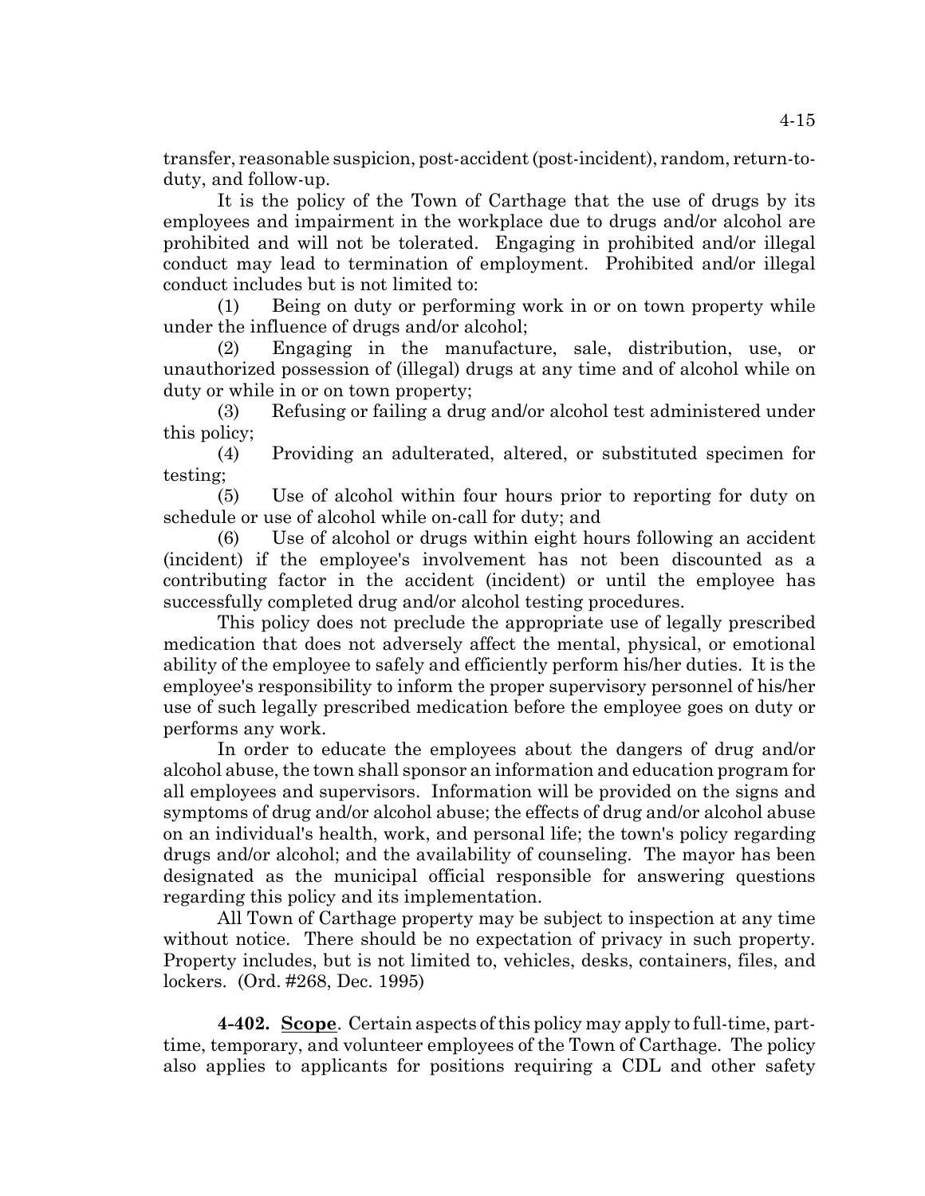transfer, reasonable suspicion, post-accident (post-incident), random, return-to-duty, and follow-up.

It is the policy of the Town of Carthage that the use of drugs by its employees and impairment in the workplace due to drugs and/or alcohol are prohibited and will not be tolerated. Engaging in prohibited and/or illegal conduct may lead to termination of employment. Prohibited and/or illegal conduct includes but is not limited to:

(1) Being on duty or performing work in or on town property while under the influence of drugs and/or alcohol;

(2) Engaging in the manufacture, sale, distribution, use, or unauthorized possession of (illegal) drugs at any time and of alcohol while on duty or while in or on town property;

(3) Refusing or failing a drug and/or alcohol test administered under this policy;

(4) Providing an adulterated, altered, or substituted specimen for testing;

(5) Use of alcohol within four hours prior to reporting for duty on schedule or use of alcohol while on-call for duty; and

(6) Use of alcohol or drugs within eight hours following an accident (incident) if the employee's involvement has not been discounted as a contributing factor in the accident (incident) or until the employee has successfully completed drug and/or alcohol testing procedures.

This policy does not preclude the appropriate use of legally prescribed medication that does not adversely affect the mental, physical, or emotional ability of the employee to safely and efficiently perform his/her duties. It is the employee's responsibility to inform the proper supervisory personnel of his/her use of such legally prescribed medication before the employee goes on duty or performs any work.

In order to educate the employees about the dangers of drug and/or alcohol abuse, the town shall sponsor an information and education program for all employees and supervisors. Information will be provided on the signs and symptoms of drug and/or alcohol abuse; the effects of drug and/or alcohol abuse on an individual's health, work, and personal life; the town's policy regarding drugs and/or alcohol; and the availability of counseling. The mayor has been designated as the municipal official responsible for answering questions regarding this policy and its implementation.

All Town of Carthage property may be subject to inspection at any time without notice. There should be no expectation of privacy in such property. Property includes, but is not limited to, vehicles, desks, containers, files, and lockers. (Ord. #268, Dec. 1995)

**4-402. Scope**. Certain aspects of this policy may apply to full-time, part-time, temporary, and volunteer employees of the Town of Carthage. The policy also applies to applicants for positions requiring a CDL and other safety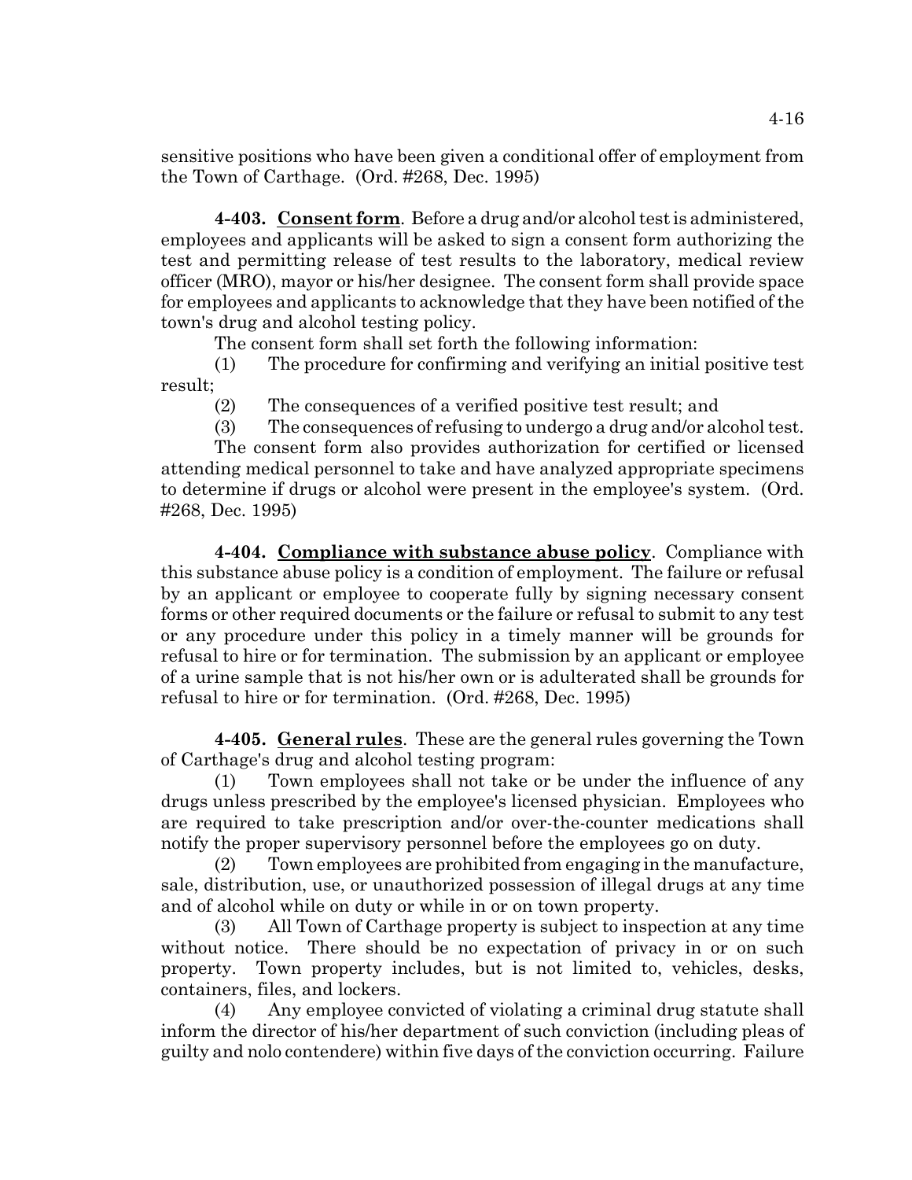sensitive positions who have been given a conditional offer of employment from the Town of Carthage. (Ord. #268, Dec. 1995)

**4-403. Consent form**. Before a drug and/or alcohol test is administered, employees and applicants will be asked to sign a consent form authorizing the test and permitting release of test results to the laboratory, medical review officer (MRO), mayor or his/her designee. The consent form shall provide space for employees and applicants to acknowledge that they have been notified of the town's drug and alcohol testing policy.

The consent form shall set forth the following information:

(1) The procedure for confirming and verifying an initial positive test result;

(2) The consequences of a verified positive test result; and

(3) The consequences of refusing to undergo a drug and/or alcohol test.

The consent form also provides authorization for certified or licensed attending medical personnel to take and have analyzed appropriate specimens to determine if drugs or alcohol were present in the employee's system. (Ord. #268, Dec. 1995)

**4-404. Compliance with substance abuse policy**. Compliance with this substance abuse policy is a condition of employment. The failure or refusal by an applicant or employee to cooperate fully by signing necessary consent forms or other required documents or the failure or refusal to submit to any test or any procedure under this policy in a timely manner will be grounds for refusal to hire or for termination. The submission by an applicant or employee of a urine sample that is not his/her own or is adulterated shall be grounds for refusal to hire or for termination. (Ord. #268, Dec. 1995)

**4-405. General rules**. These are the general rules governing the Town of Carthage's drug and alcohol testing program:

(1) Town employees shall not take or be under the influence of any drugs unless prescribed by the employee's licensed physician. Employees who are required to take prescription and/or over-the-counter medications shall notify the proper supervisory personnel before the employees go on duty.

(2) Town employees are prohibited from engaging in the manufacture, sale, distribution, use, or unauthorized possession of illegal drugs at any time and of alcohol while on duty or while in or on town property.

(3) All Town of Carthage property is subject to inspection at any time without notice. There should be no expectation of privacy in or on such property. Town property includes, but is not limited to, vehicles, desks, containers, files, and lockers.

(4) Any employee convicted of violating a criminal drug statute shall inform the director of his/her department of such conviction (including pleas of guilty and nolo contendere) within five days of the conviction occurring. Failure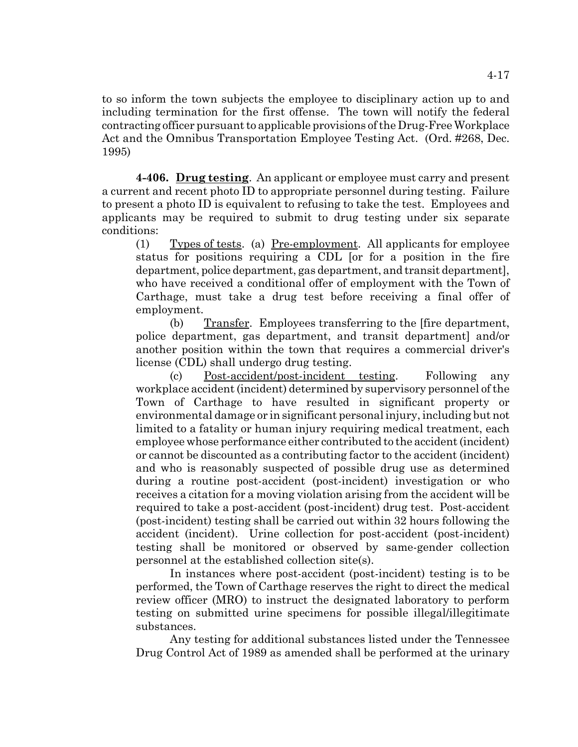to so inform the town subjects the employee to disciplinary action up to and including termination for the first offense. The town will notify the federal contracting officer pursuant to applicable provisions of the Drug-Free Workplace Act and the Omnibus Transportation Employee Testing Act. (Ord. #268, Dec. 1995)

**4-406. Drug testing**. An applicant or employee must carry and present a current and recent photo ID to appropriate personnel during testing. Failure to present a photo ID is equivalent to refusing to take the test. Employees and applicants may be required to submit to drug testing under six separate conditions:

(1) Types of tests. (a) Pre-employment. All applicants for employee status for positions requiring a CDL [or for a position in the fire department, police department, gas department, and transit department], who have received a conditional offer of employment with the Town of Carthage, must take a drug test before receiving a final offer of employment.

(b) Transfer. Employees transferring to the [fire department, police department, gas department, and transit department] and/or another position within the town that requires a commercial driver's license (CDL) shall undergo drug testing.

(c) Post-accident/post-incident testing. Following any workplace accident (incident) determined by supervisory personnel of the Town of Carthage to have resulted in significant property or environmental damage or in significant personal injury, including but not limited to a fatality or human injury requiring medical treatment, each employee whose performance either contributed to the accident (incident) or cannot be discounted as a contributing factor to the accident (incident) and who is reasonably suspected of possible drug use as determined during a routine post-accident (post-incident) investigation or who receives a citation for a moving violation arising from the accident will be required to take a post-accident (post-incident) drug test. Post-accident (post-incident) testing shall be carried out within 32 hours following the accident (incident). Urine collection for post-accident (post-incident) testing shall be monitored or observed by same-gender collection personnel at the established collection site(s).

In instances where post-accident (post-incident) testing is to be performed, the Town of Carthage reserves the right to direct the medical review officer (MRO) to instruct the designated laboratory to perform testing on submitted urine specimens for possible illegal/illegitimate substances.

Any testing for additional substances listed under the Tennessee Drug Control Act of 1989 as amended shall be performed at the urinary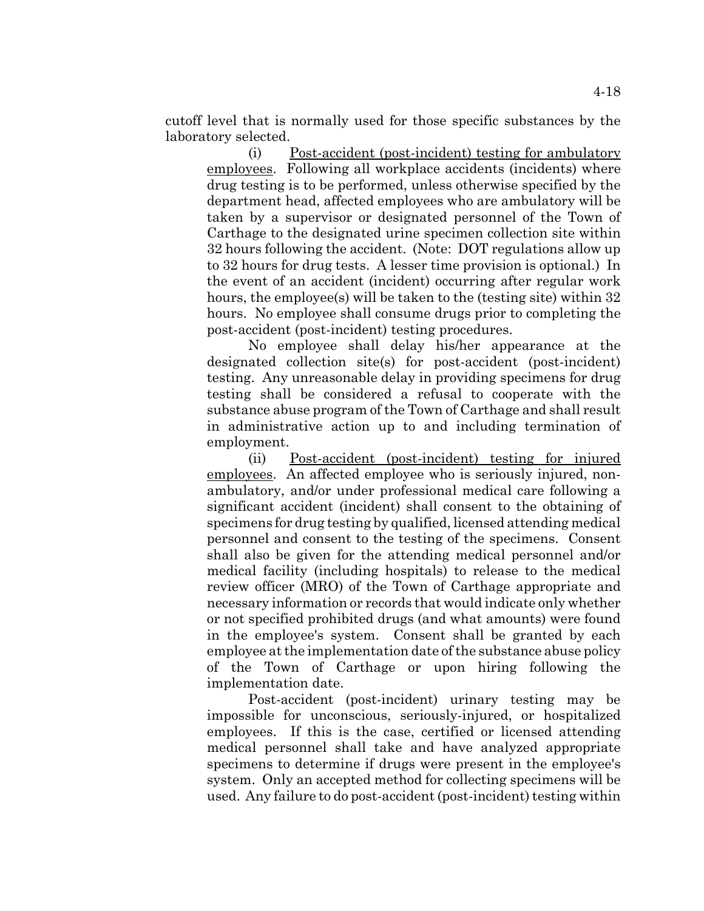cutoff level that is normally used for those specific substances by the laboratory selected.

(i) Post-accident (post-incident) testing for ambulatory employees. Following all workplace accidents (incidents) where drug testing is to be performed, unless otherwise specified by the department head, affected employees who are ambulatory will be taken by a supervisor or designated personnel of the Town of Carthage to the designated urine specimen collection site within 32 hours following the accident. (Note: DOT regulations allow up to 32 hours for drug tests. A lesser time provision is optional.) In the event of an accident (incident) occurring after regular work hours, the employee(s) will be taken to the (testing site) within 32 hours. No employee shall consume drugs prior to completing the post-accident (post-incident) testing procedures.

No employee shall delay his/her appearance at the designated collection site(s) for post-accident (post-incident) testing. Any unreasonable delay in providing specimens for drug testing shall be considered a refusal to cooperate with the substance abuse program of the Town of Carthage and shall result in administrative action up to and including termination of employment.

(ii) Post-accident (post-incident) testing for injured employees. An affected employee who is seriously injured, non-ambulatory, and/or under professional medical care following a significant accident (incident) shall consent to the obtaining of specimens for drug testing by qualified, licensed attending medical personnel and consent to the testing of the specimens. Consent shall also be given for the attending medical personnel and/or medical facility (including hospitals) to release to the medical review officer (MRO) of the Town of Carthage appropriate and necessary information or records that would indicate only whether or not specified prohibited drugs (and what amounts) were found in the employee's system. Consent shall be granted by each employee at the implementation date of the substance abuse policy of the Town of Carthage or upon hiring following the implementation date.

Post-accident (post-incident) urinary testing may be impossible for unconscious, seriously-injured, or hospitalized employees. If this is the case, certified or licensed attending medical personnel shall take and have analyzed appropriate specimens to determine if drugs were present in the employee's system. Only an accepted method for collecting specimens will be used. Any failure to do post-accident (post-incident) testing within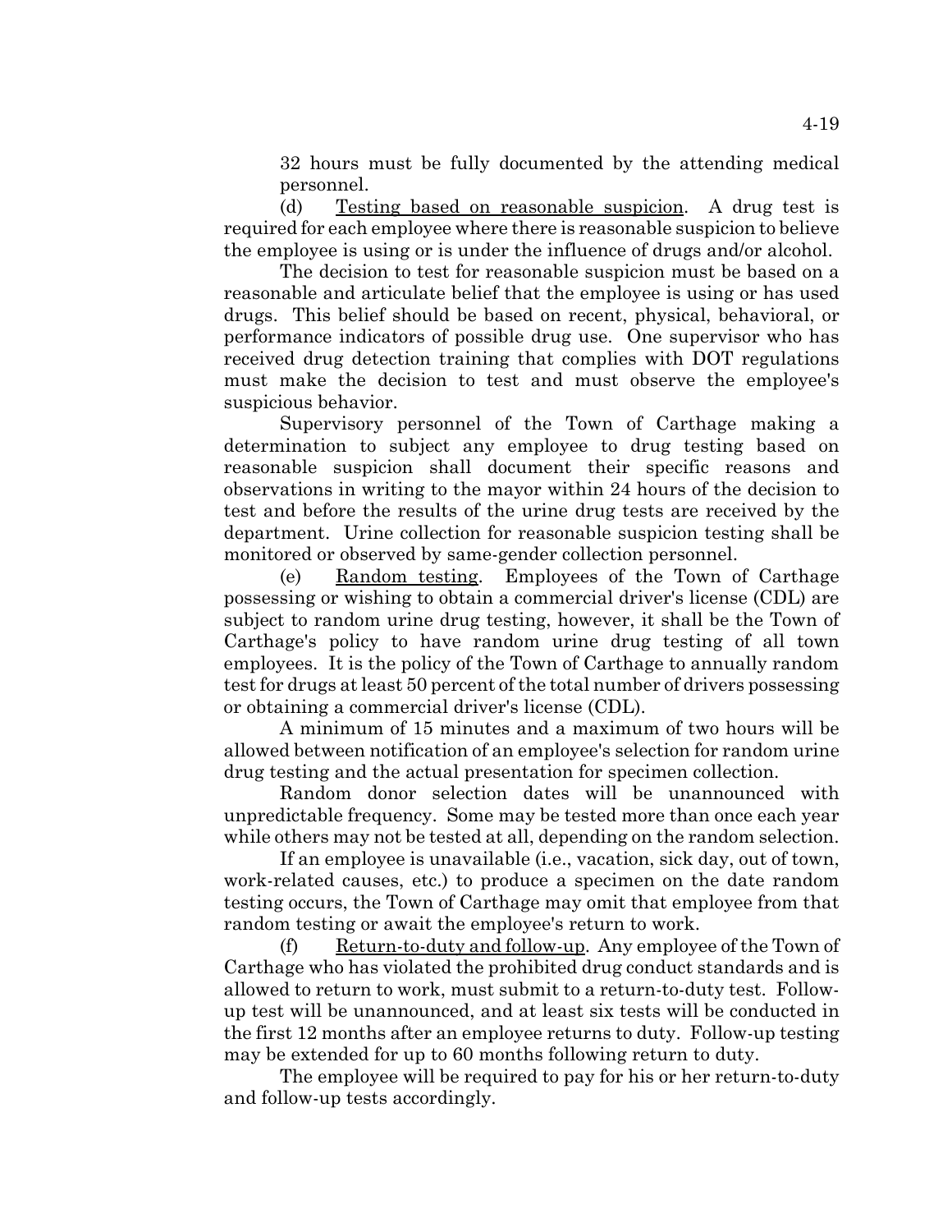32 hours must be fully documented by the attending medical personnel.

(d) Testing based on reasonable suspicion. A drug test is required for each employee where there is reasonable suspicion to believe the employee is using or is under the influence of drugs and/or alcohol.

The decision to test for reasonable suspicion must be based on a reasonable and articulate belief that the employee is using or has used drugs. This belief should be based on recent, physical, behavioral, or performance indicators of possible drug use. One supervisor who has received drug detection training that complies with DOT regulations must make the decision to test and must observe the employee's suspicious behavior.

Supervisory personnel of the Town of Carthage making a determination to subject any employee to drug testing based on reasonable suspicion shall document their specific reasons and observations in writing to the mayor within 24 hours of the decision to test and before the results of the urine drug tests are received by the department. Urine collection for reasonable suspicion testing shall be monitored or observed by same-gender collection personnel.

(e) Random testing. Employees of the Town of Carthage possessing or wishing to obtain a commercial driver's license (CDL) are subject to random urine drug testing, however, it shall be the Town of Carthage's policy to have random urine drug testing of all town employees. It is the policy of the Town of Carthage to annually random test for drugs at least 50 percent of the total number of drivers possessing or obtaining a commercial driver's license (CDL).

A minimum of 15 minutes and a maximum of two hours will be allowed between notification of an employee's selection for random urine drug testing and the actual presentation for specimen collection.

Random donor selection dates will be unannounced with unpredictable frequency. Some may be tested more than once each year while others may not be tested at all, depending on the random selection.

If an employee is unavailable (i.e., vacation, sick day, out of town, work-related causes, etc.) to produce a specimen on the date random testing occurs, the Town of Carthage may omit that employee from that random testing or await the employee's return to work.

(f) Return-to-duty and follow-up. Any employee of the Town of Carthage who has violated the prohibited drug conduct standards and is allowed to return to work, must submit to a return-to-duty test. Follow-up test will be unannounced, and at least six tests will be conducted in the first 12 months after an employee returns to duty. Follow-up testing may be extended for up to 60 months following return to duty.

The employee will be required to pay for his or her return-to-duty and follow-up tests accordingly.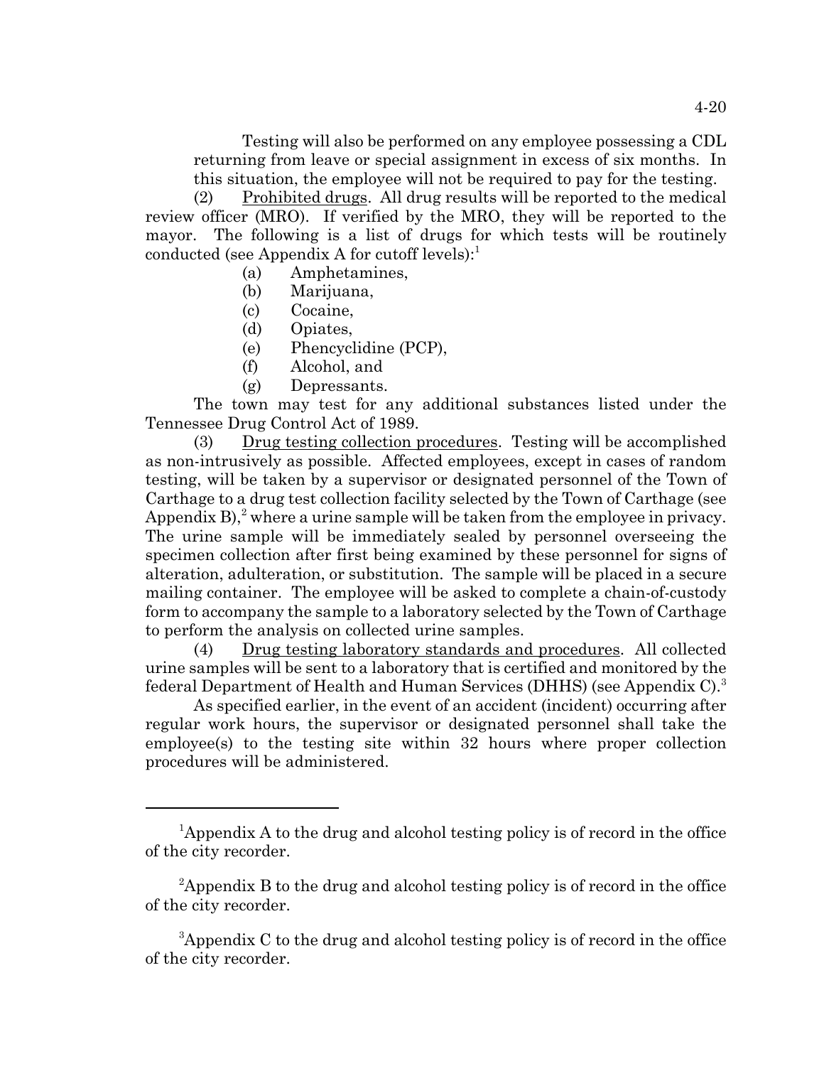Testing will also be performed on any employee possessing a CDL returning from leave or special assignment in excess of six months. In this situation, the employee will not be required to pay for the testing.

(2) Prohibited drugs. All drug results will be reported to the medical review officer (MRO). If verified by the MRO, they will be reported to the mayor. The following is a list of drugs for which tests will be routinely conducted (see Appendix A for cutoff levels):[1]

(a) Amphetamines,

(b) Marijuana,

(c) Cocaine,

(d) Opiates,

(e) Phencyclidine (PCP),

(f) Alcohol, and

(g) Depressants.

The town may test for any additional substances listed under the Tennessee Drug Control Act of 1989.

(3) Drug testing collection procedures. Testing will be accomplished as non-intrusively as possible. Affected employees, except in cases of random testing, will be taken by a supervisor or designated personnel of the Town of Carthage to a drug test collection facility selected by the Town of Carthage (see Appendix B),[2] where a urine sample will be taken from the employee in privacy. The urine sample will be immediately sealed by personnel overseeing the specimen collection after first being examined by these personnel for signs of alteration, adulteration, or substitution. The sample will be placed in a secure mailing container. The employee will be asked to complete a chain-of-custody form to accompany the sample to a laboratory selected by the Town of Carthage to perform the analysis on collected urine samples.

(4) Drug testing laboratory standards and procedures. All collected urine samples will be sent to a laboratory that is certified and monitored by the federal Department of Health and Human Services (DHHS) (see Appendix C).[3]

As specified earlier, in the event of an accident (incident) occurring after regular work hours, the supervisor or designated personnel shall take the employee(s) to the testing site within 32 hours where proper collection procedures will be administered.

---

[1]Appendix A to the drug and alcohol testing policy is of record in the office of the city recorder.

[2]Appendix B to the drug and alcohol testing policy is of record in the office of the city recorder.

[3]Appendix C to the drug and alcohol testing policy is of record in the office of the city recorder.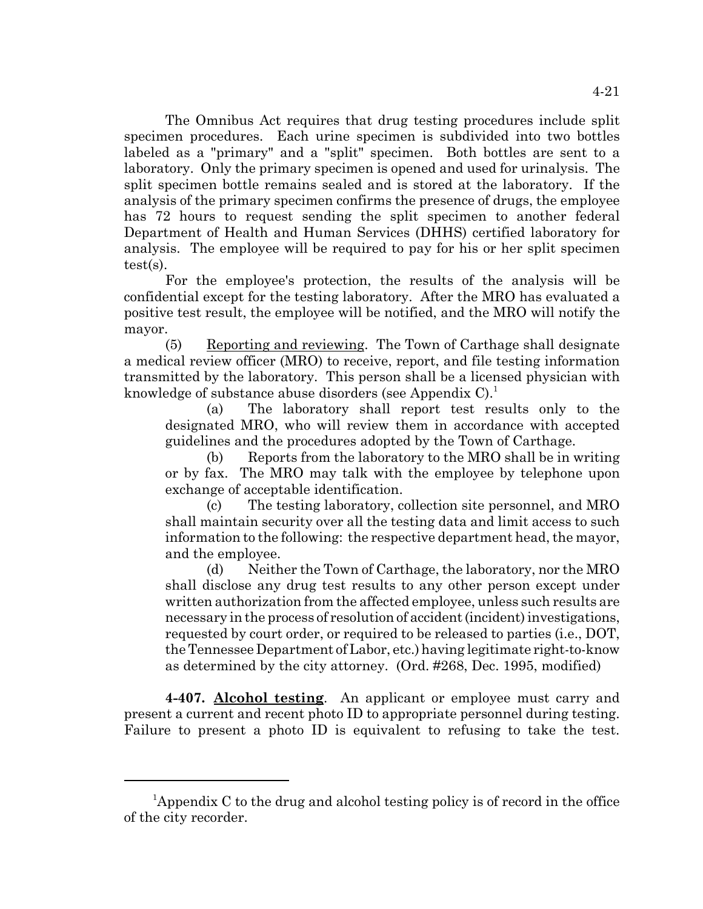The Omnibus Act requires that drug testing procedures include split specimen procedures. Each urine specimen is subdivided into two bottles labeled as a "primary" and a "split" specimen. Both bottles are sent to a laboratory. Only the primary specimen is opened and used for urinalysis. The split specimen bottle remains sealed and is stored at the laboratory. If the analysis of the primary specimen confirms the presence of drugs, the employee has 72 hours to request sending the split specimen to another federal Department of Health and Human Services (DHHS) certified laboratory for analysis. The employee will be required to pay for his or her split specimen test(s).

For the employee's protection, the results of the analysis will be confidential except for the testing laboratory. After the MRO has evaluated a positive test result, the employee will be notified, and the MRO will notify the mayor.

(5) Reporting and reviewing. The Town of Carthage shall designate a medical review officer (MRO) to receive, report, and file testing information transmitted by the laboratory. This person shall be a licensed physician with knowledge of substance abuse disorders (see Appendix C).[1]

(a) The laboratory shall report test results only to the designated MRO, who will review them in accordance with accepted guidelines and the procedures adopted by the Town of Carthage.

(b) Reports from the laboratory to the MRO shall be in writing or by fax. The MRO may talk with the employee by telephone upon exchange of acceptable identification.

(c) The testing laboratory, collection site personnel, and MRO shall maintain security over all the testing data and limit access to such information to the following: the respective department head, the mayor, and the employee.

(d) Neither the Town of Carthage, the laboratory, nor the MRO shall disclose any drug test results to any other person except under written authorization from the affected employee, unless such results are necessary in the process of resolution of accident (incident) investigations, requested by court order, or required to be released to parties (i.e., DOT, the Tennessee Department of Labor, etc.) having legitimate right-to-know as determined by the city attorney. (Ord. #268, Dec. 1995, modified)

**4-407. Alcohol testing**. An applicant or employee must carry and present a current and recent photo ID to appropriate personnel during testing. Failure to present a photo ID is equivalent to refusing to take the test.

---

[1]Appendix C to the drug and alcohol testing policy is of record in the office of the city recorder.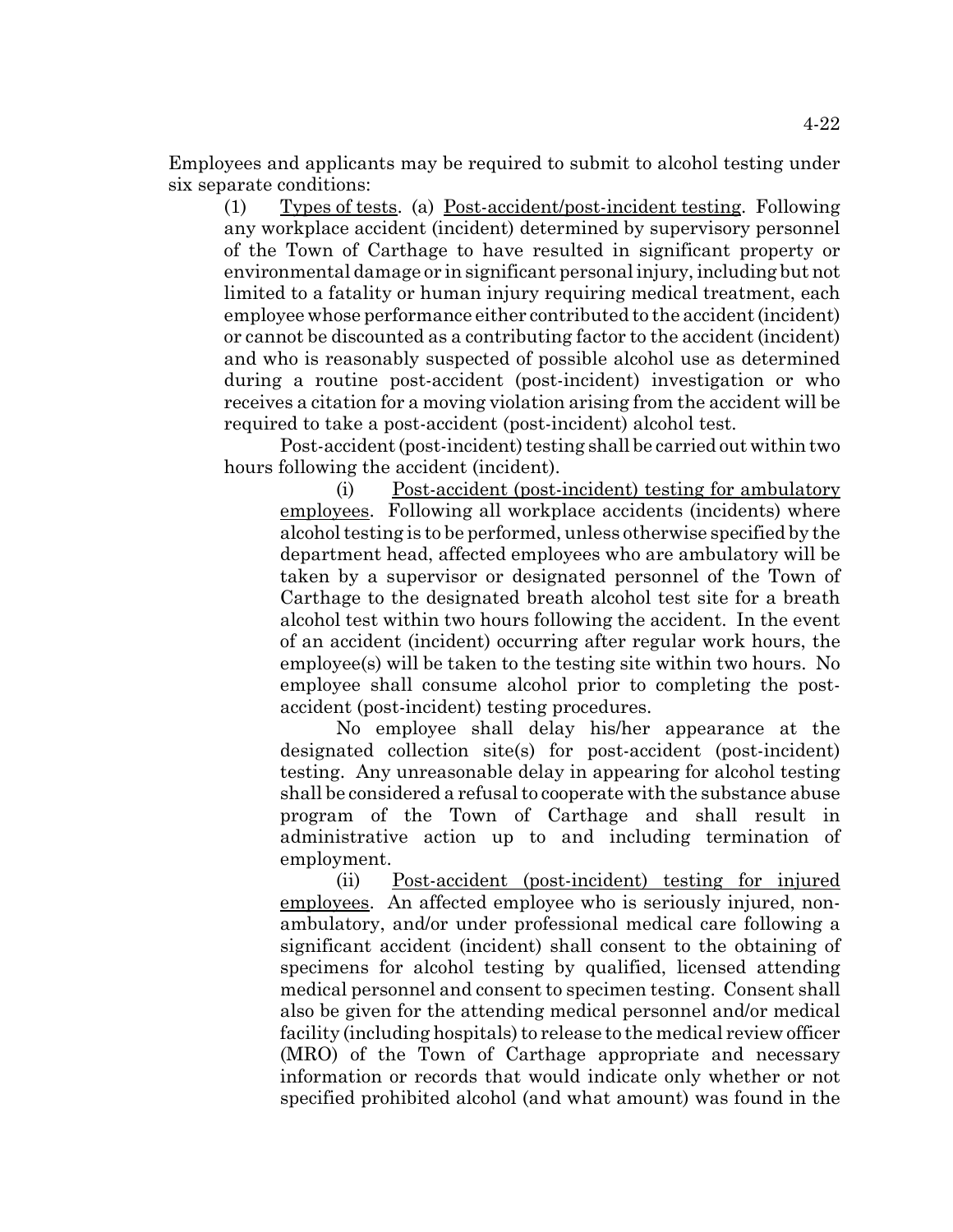Employees and applicants may be required to submit to alcohol testing under six separate conditions:

(1) Types of tests. (a) Post-accident/post-incident testing. Following any workplace accident (incident) determined by supervisory personnel of the Town of Carthage to have resulted in significant property or environmental damage or in significant personal injury, including but not limited to a fatality or human injury requiring medical treatment, each employee whose performance either contributed to the accident (incident) or cannot be discounted as a contributing factor to the accident (incident) and who is reasonably suspected of possible alcohol use as determined during a routine post-accident (post-incident) investigation or who receives a citation for a moving violation arising from the accident will be required to take a post-accident (post-incident) alcohol test.

Post-accident (post-incident) testing shall be carried out within two hours following the accident (incident).

(i) Post-accident (post-incident) testing for ambulatory employees. Following all workplace accidents (incidents) where alcohol testing is to be performed, unless otherwise specified by the department head, affected employees who are ambulatory will be taken by a supervisor or designated personnel of the Town of Carthage to the designated breath alcohol test site for a breath alcohol test within two hours following the accident. In the event of an accident (incident) occurring after regular work hours, the employee(s) will be taken to the testing site within two hours. No employee shall consume alcohol prior to completing the post-accident (post-incident) testing procedures.

No employee shall delay his/her appearance at the designated collection site(s) for post-accident (post-incident) testing. Any unreasonable delay in appearing for alcohol testing shall be considered a refusal to cooperate with the substance abuse program of the Town of Carthage and shall result in administrative action up to and including termination of employment.

(ii) Post-accident (post-incident) testing for injured employees. An affected employee who is seriously injured, non-ambulatory, and/or under professional medical care following a significant accident (incident) shall consent to the obtaining of specimens for alcohol testing by qualified, licensed attending medical personnel and consent to specimen testing. Consent shall also be given for the attending medical personnel and/or medical facility (including hospitals) to release to the medical review officer (MRO) of the Town of Carthage appropriate and necessary information or records that would indicate only whether or not specified prohibited alcohol (and what amount) was found in the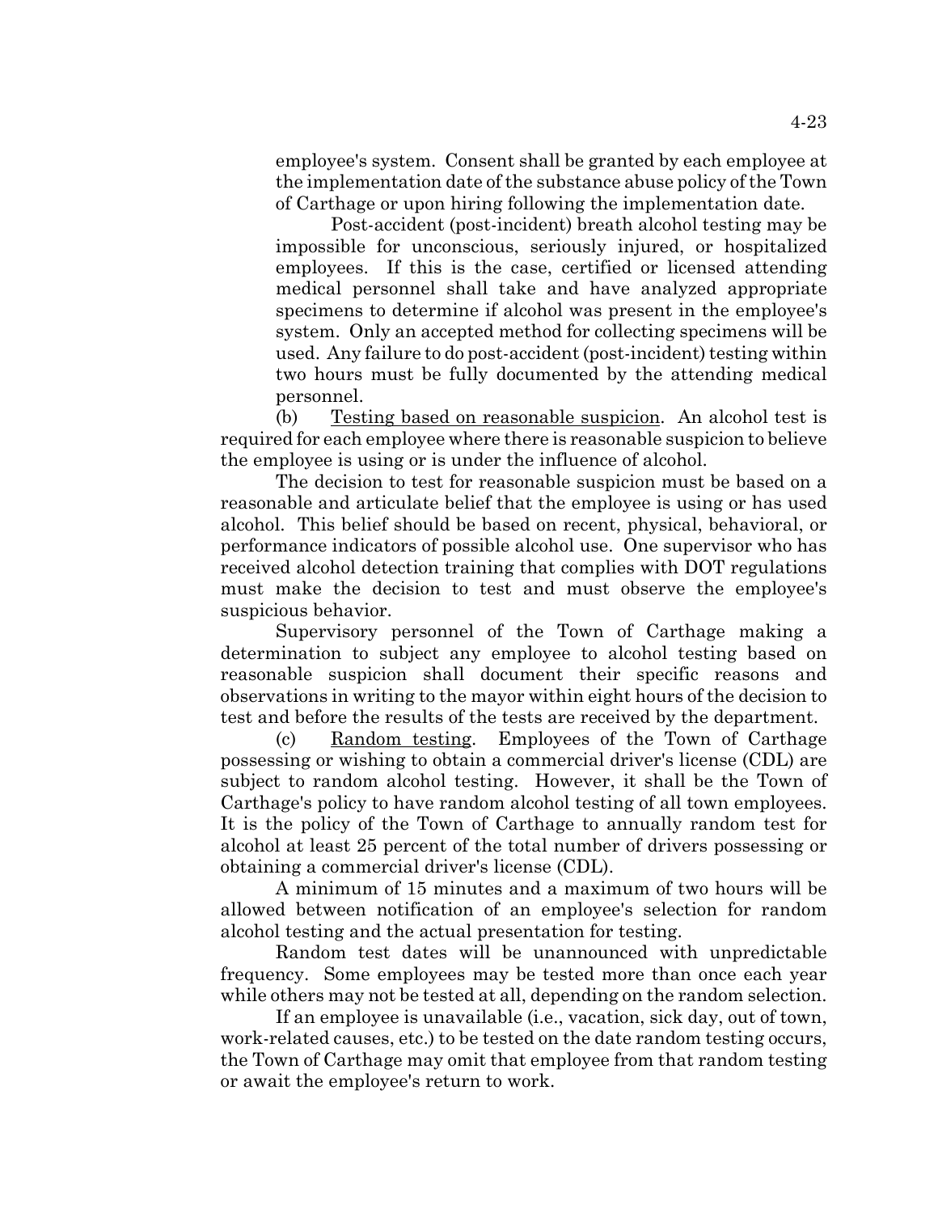employee's system. Consent shall be granted by each employee at the implementation date of the substance abuse policy of the Town of Carthage or upon hiring following the implementation date.

Post-accident (post-incident) breath alcohol testing may be impossible for unconscious, seriously injured, or hospitalized employees. If this is the case, certified or licensed attending medical personnel shall take and have analyzed appropriate specimens to determine if alcohol was present in the employee's system. Only an accepted method for collecting specimens will be used. Any failure to do post-accident (post-incident) testing within two hours must be fully documented by the attending medical personnel.

(b) Testing based on reasonable suspicion. An alcohol test is required for each employee where there is reasonable suspicion to believe the employee is using or is under the influence of alcohol.

The decision to test for reasonable suspicion must be based on a reasonable and articulate belief that the employee is using or has used alcohol. This belief should be based on recent, physical, behavioral, or performance indicators of possible alcohol use. One supervisor who has received alcohol detection training that complies with DOT regulations must make the decision to test and must observe the employee's suspicious behavior.

Supervisory personnel of the Town of Carthage making a determination to subject any employee to alcohol testing based on reasonable suspicion shall document their specific reasons and observations in writing to the mayor within eight hours of the decision to test and before the results of the tests are received by the department.

(c) Random testing. Employees of the Town of Carthage possessing or wishing to obtain a commercial driver's license (CDL) are subject to random alcohol testing. However, it shall be the Town of Carthage's policy to have random alcohol testing of all town employees. It is the policy of the Town of Carthage to annually random test for alcohol at least 25 percent of the total number of drivers possessing or obtaining a commercial driver's license (CDL).

A minimum of 15 minutes and a maximum of two hours will be allowed between notification of an employee's selection for random alcohol testing and the actual presentation for testing.

Random test dates will be unannounced with unpredictable frequency. Some employees may be tested more than once each year while others may not be tested at all, depending on the random selection.

If an employee is unavailable (i.e., vacation, sick day, out of town, work-related causes, etc.) to be tested on the date random testing occurs, the Town of Carthage may omit that employee from that random testing or await the employee's return to work.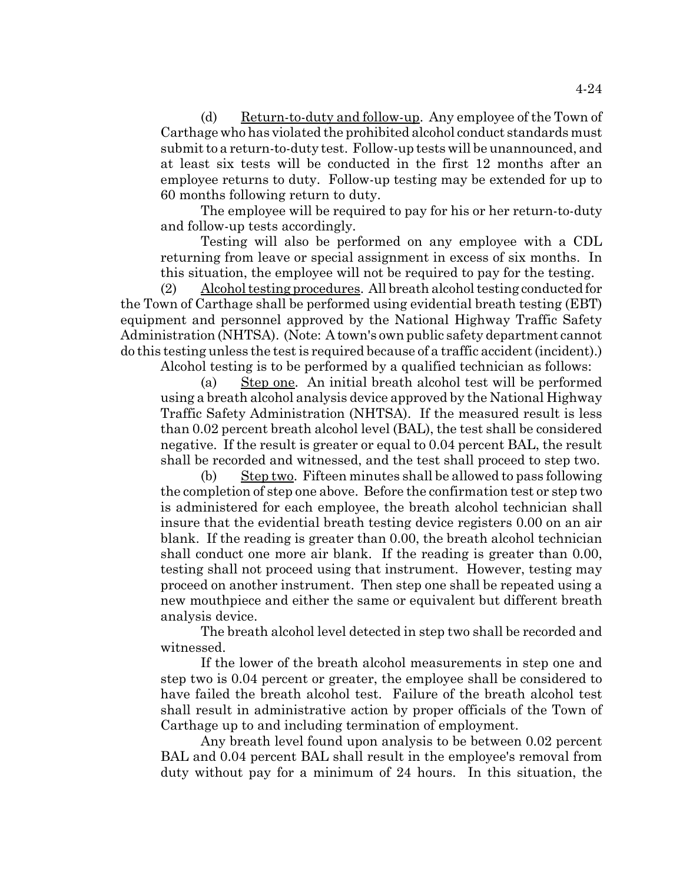(d) Return-to-duty and follow-up. Any employee of the Town of Carthage who has violated the prohibited alcohol conduct standards must submit to a return-to-duty test. Follow-up tests will be unannounced, and at least six tests will be conducted in the first 12 months after an employee returns to duty. Follow-up testing may be extended for up to 60 months following return to duty.

The employee will be required to pay for his or her return-to-duty and follow-up tests accordingly.

Testing will also be performed on any employee with a CDL returning from leave or special assignment in excess of six months. In this situation, the employee will not be required to pay for the testing.

(2) Alcohol testing procedures. All breath alcohol testing conducted for the Town of Carthage shall be performed using evidential breath testing (EBT) equipment and personnel approved by the National Highway Traffic Safety Administration (NHTSA). (Note: A town's own public safety department cannot do this testing unless the test is required because of a traffic accident (incident).)

Alcohol testing is to be performed by a qualified technician as follows:

(a) Step one. An initial breath alcohol test will be performed using a breath alcohol analysis device approved by the National Highway Traffic Safety Administration (NHTSA). If the measured result is less than 0.02 percent breath alcohol level (BAL), the test shall be considered negative. If the result is greater or equal to 0.04 percent BAL, the result shall be recorded and witnessed, and the test shall proceed to step two.

(b) Step two. Fifteen minutes shall be allowed to pass following the completion of step one above. Before the confirmation test or step two is administered for each employee, the breath alcohol technician shall insure that the evidential breath testing device registers 0.00 on an air blank. If the reading is greater than 0.00, the breath alcohol technician shall conduct one more air blank. If the reading is greater than 0.00, testing shall not proceed using that instrument. However, testing may proceed on another instrument. Then step one shall be repeated using a new mouthpiece and either the same or equivalent but different breath analysis device.

The breath alcohol level detected in step two shall be recorded and witnessed.

If the lower of the breath alcohol measurements in step one and step two is 0.04 percent or greater, the employee shall be considered to have failed the breath alcohol test. Failure of the breath alcohol test shall result in administrative action by proper officials of the Town of Carthage up to and including termination of employment.

Any breath level found upon analysis to be between 0.02 percent BAL and 0.04 percent BAL shall result in the employee's removal from duty without pay for a minimum of 24 hours. In this situation, the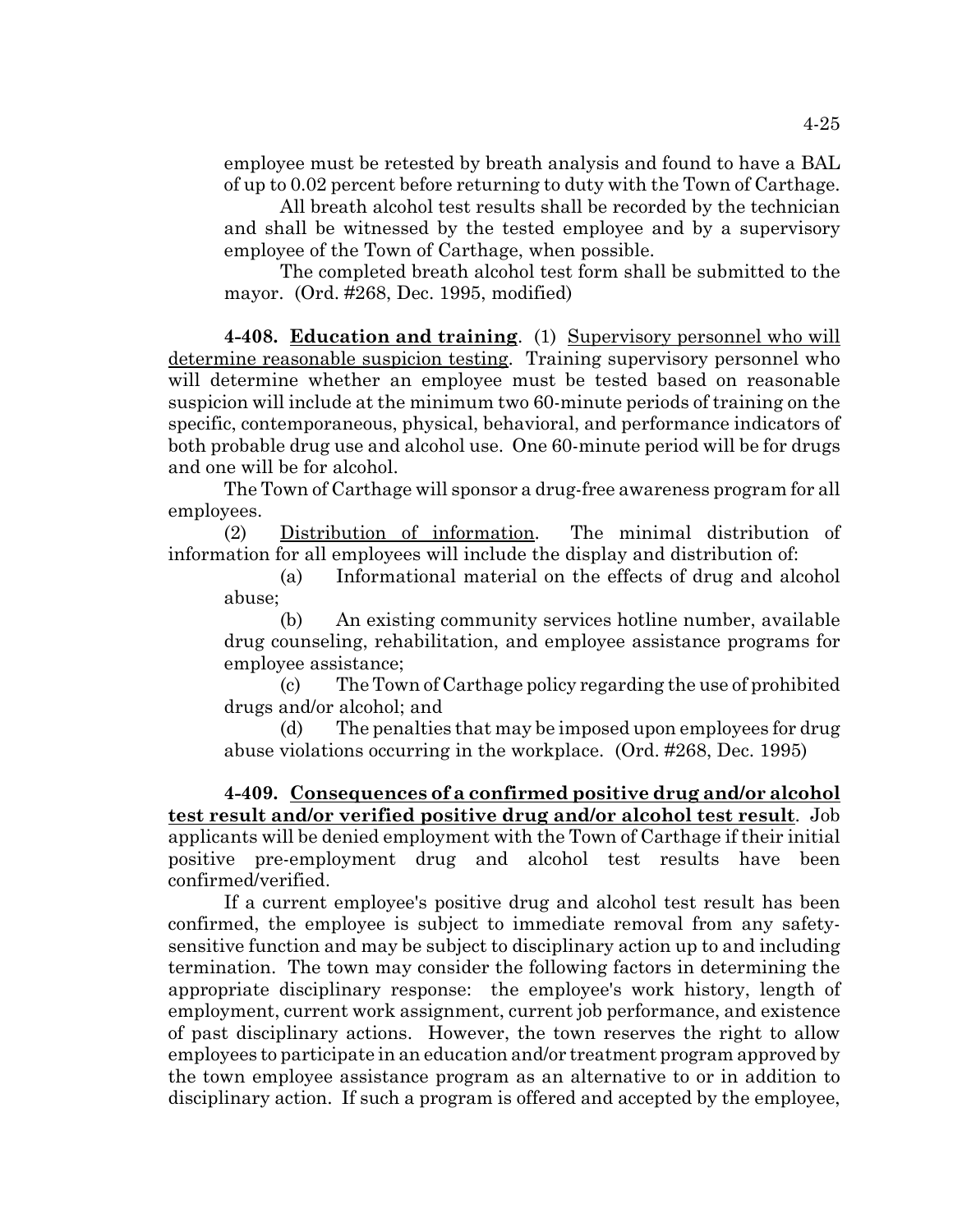employee must be retested by breath analysis and found to have a BAL of up to 0.02 percent before returning to duty with the Town of Carthage.

All breath alcohol test results shall be recorded by the technician and shall be witnessed by the tested employee and by a supervisory employee of the Town of Carthage, when possible.

The completed breath alcohol test form shall be submitted to the mayor. (Ord. #268, Dec. 1995, modified)

**4-408. Education and training**. (1) Supervisory personnel who will determine reasonable suspicion testing. Training supervisory personnel who will determine whether an employee must be tested based on reasonable suspicion will include at the minimum two 60-minute periods of training on the specific, contemporaneous, physical, behavioral, and performance indicators of both probable drug use and alcohol use. One 60-minute period will be for drugs and one will be for alcohol.

The Town of Carthage will sponsor a drug-free awareness program for all employees.

(2) Distribution of information. The minimal distribution of information for all employees will include the display and distribution of:

(a) Informational material on the effects of drug and alcohol abuse;

(b) An existing community services hotline number, available drug counseling, rehabilitation, and employee assistance programs for employee assistance;

(c) The Town of Carthage policy regarding the use of prohibited drugs and/or alcohol; and

(d) The penalties that may be imposed upon employees for drug abuse violations occurring in the workplace. (Ord. #268, Dec. 1995)

**4-409. Consequences of a confirmed positive drug and/or alcohol test result and/or verified positive drug and/or alcohol test result**. Job applicants will be denied employment with the Town of Carthage if their initial positive pre-employment drug and alcohol test results have been confirmed/verified.

If a current employee's positive drug and alcohol test result has been confirmed, the employee is subject to immediate removal from any safety-sensitive function and may be subject to disciplinary action up to and including termination. The town may consider the following factors in determining the appropriate disciplinary response: the employee's work history, length of employment, current work assignment, current job performance, and existence of past disciplinary actions. However, the town reserves the right to allow employees to participate in an education and/or treatment program approved by the town employee assistance program as an alternative to or in addition to disciplinary action. If such a program is offered and accepted by the employee,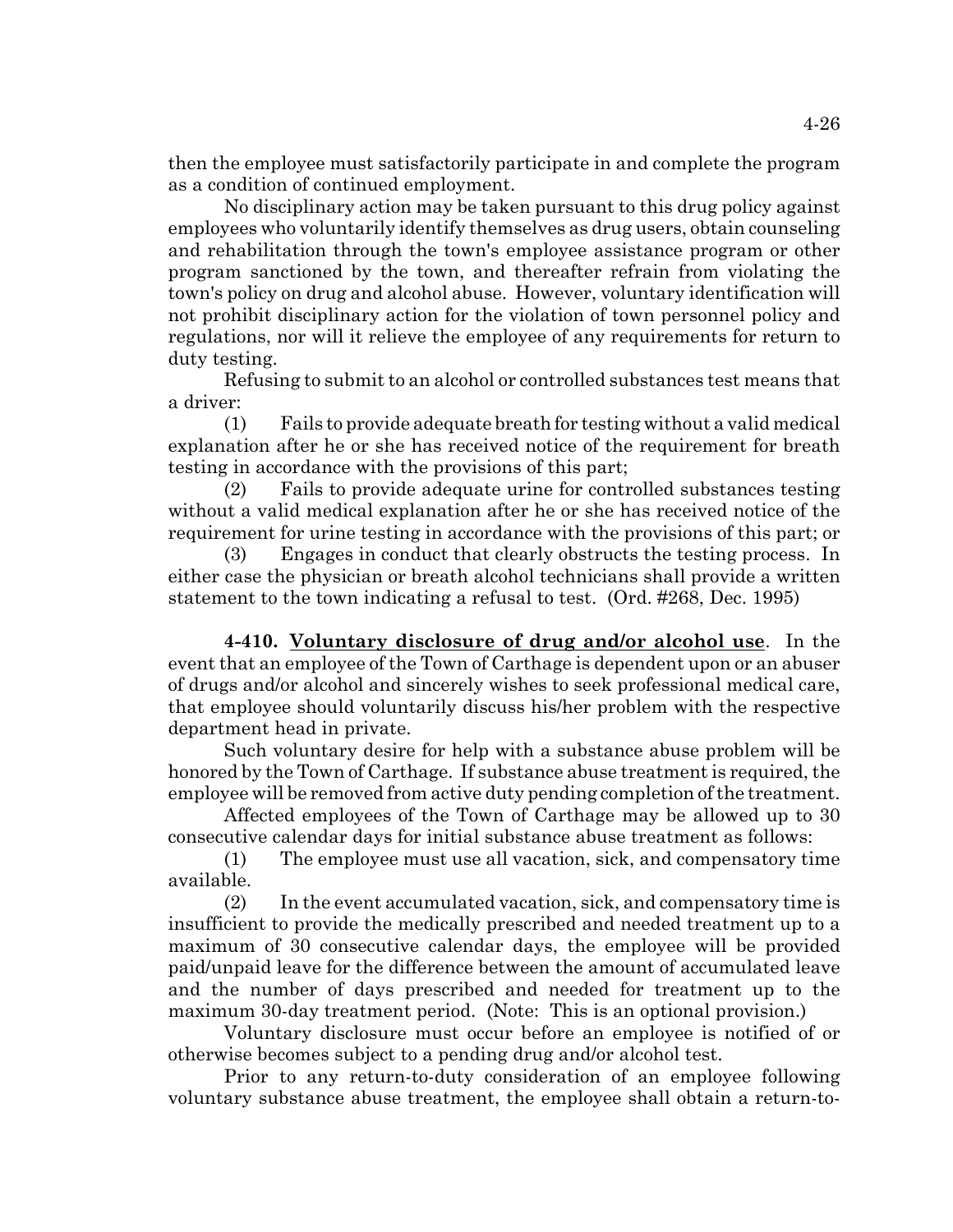then the employee must satisfactorily participate in and complete the program as a condition of continued employment.

No disciplinary action may be taken pursuant to this drug policy against employees who voluntarily identify themselves as drug users, obtain counseling and rehabilitation through the town's employee assistance program or other program sanctioned by the town, and thereafter refrain from violating the town's policy on drug and alcohol abuse. However, voluntary identification will not prohibit disciplinary action for the violation of town personnel policy and regulations, nor will it relieve the employee of any requirements for return to duty testing.

Refusing to submit to an alcohol or controlled substances test means that a driver:

(1) Fails to provide adequate breath for testing without a valid medical explanation after he or she has received notice of the requirement for breath testing in accordance with the provisions of this part;

(2) Fails to provide adequate urine for controlled substances testing without a valid medical explanation after he or she has received notice of the requirement for urine testing in accordance with the provisions of this part; or

(3) Engages in conduct that clearly obstructs the testing process. In either case the physician or breath alcohol technicians shall provide a written statement to the town indicating a refusal to test. (Ord. #268, Dec. 1995)

**4-410. Voluntary disclosure of drug and/or alcohol use**. In the event that an employee of the Town of Carthage is dependent upon or an abuser of drugs and/or alcohol and sincerely wishes to seek professional medical care, that employee should voluntarily discuss his/her problem with the respective department head in private.

Such voluntary desire for help with a substance abuse problem will be honored by the Town of Carthage. If substance abuse treatment is required, the employee will be removed from active duty pending completion of the treatment.

Affected employees of the Town of Carthage may be allowed up to 30 consecutive calendar days for initial substance abuse treatment as follows:

(1) The employee must use all vacation, sick, and compensatory time available.

(2) In the event accumulated vacation, sick, and compensatory time is insufficient to provide the medically prescribed and needed treatment up to a maximum of 30 consecutive calendar days, the employee will be provided paid/unpaid leave for the difference between the amount of accumulated leave and the number of days prescribed and needed for treatment up to the maximum 30-day treatment period. (Note: This is an optional provision.)

Voluntary disclosure must occur before an employee is notified of or otherwise becomes subject to a pending drug and/or alcohol test.

Prior to any return-to-duty consideration of an employee following voluntary substance abuse treatment, the employee shall obtain a return-to-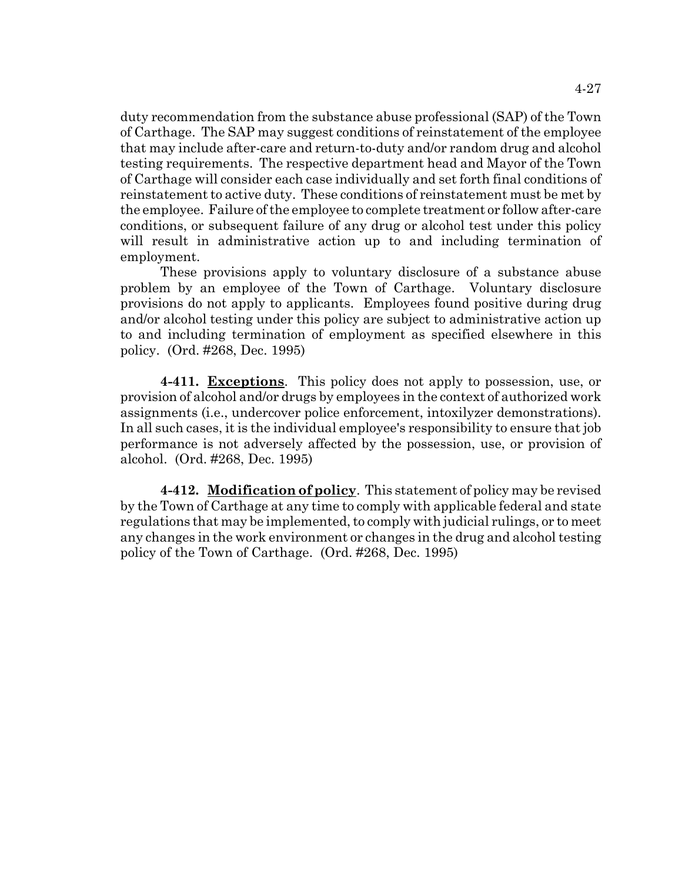duty recommendation from the substance abuse professional (SAP) of the Town of Carthage. The SAP may suggest conditions of reinstatement of the employee that may include after-care and return-to-duty and/or random drug and alcohol testing requirements. The respective department head and Mayor of the Town of Carthage will consider each case individually and set forth final conditions of reinstatement to active duty. These conditions of reinstatement must be met by the employee. Failure of the employee to complete treatment or follow after-care conditions, or subsequent failure of any drug or alcohol test under this policy will result in administrative action up to and including termination of employment.

These provisions apply to voluntary disclosure of a substance abuse problem by an employee of the Town of Carthage. Voluntary disclosure provisions do not apply to applicants. Employees found positive during drug and/or alcohol testing under this policy are subject to administrative action up to and including termination of employment as specified elsewhere in this policy. (Ord. #268, Dec. 1995)

**4-411. Exceptions**. This policy does not apply to possession, use, or provision of alcohol and/or drugs by employees in the context of authorized work assignments (i.e., undercover police enforcement, intoxilyzer demonstrations). In all such cases, it is the individual employee's responsibility to ensure that job performance is not adversely affected by the possession, use, or provision of alcohol. (Ord. #268, Dec. 1995)

**4-412. Modification of policy**. This statement of policy may be revised by the Town of Carthage at any time to comply with applicable federal and state regulations that may be implemented, to comply with judicial rulings, or to meet any changes in the work environment or changes in the drug and alcohol testing policy of the Town of Carthage. (Ord. #268, Dec. 1995)